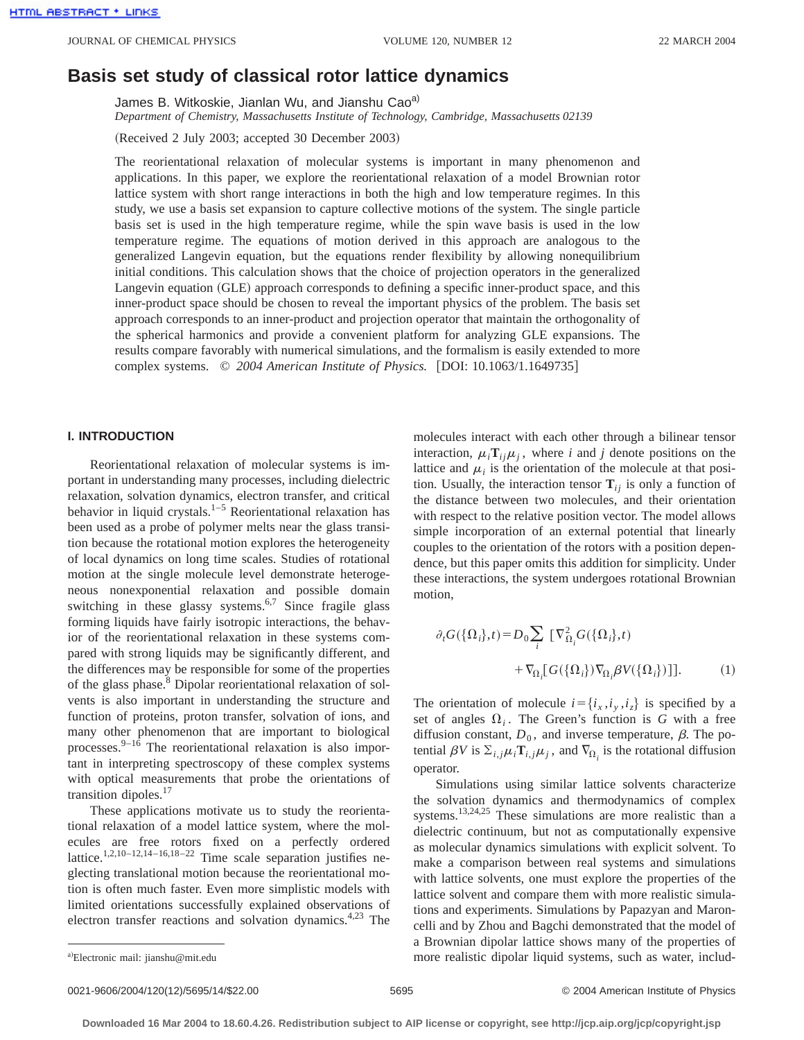# Basis set study of classical rotor lattice dynamics

James B. Witkoskie, Jianlan Wu, and Jianshu Cao[a]

*Department of Chemistry, Massachusetts Institute of Technology, Cambridge, Massachusetts 02139*

(Received 2 July 2003; accepted 30 December 2003)

The reorientational relaxation of molecular systems is important in many phenomenon and applications. In this paper, we explore the reorientational relaxation of a model Brownian rotor lattice system with short range interactions in both the high and low temperature regimes. In this study, we use a basis set expansion to capture collective motions of the system. The single particle basis set is used in the high temperature regime, while the spin wave basis is used in the low temperature regime. The equations of motion derived in this approach are analogous to the generalized Langevin equation, but the equations render flexibility by allowing nonequilibrium initial conditions. This calculation shows that the choice of projection operators in the generalized Langevin equation (GLE) approach corresponds to defining a specific inner-product space, and this inner-product space should be chosen to reveal the important physics of the problem. The basis set approach corresponds to an inner-product and projection operator that maintain the orthogonality of the spherical harmonics and provide a convenient platform for analyzing GLE expansions. The results compare favorably with numerical simulations, and the formalism is easily extended to more complex systems. © *2004 American Institute of Physics.* [DOI: 10.1063/1.1649735]

## I. INTRODUCTION

Reorientational relaxation of molecular systems is important in understanding many processes, including dielectric relaxation, solvation dynamics, electron transfer, and critical behavior in liquid crystals.[1–5] Reorientational relaxation has been used as a probe of polymer melts near the glass transition because the rotational motion explores the heterogeneity of local dynamics on long time scales. Studies of rotational motion at the single molecule level demonstrate heterogeneous nonexponential relaxation and possible domain switching in these glassy systems.[6,7] Since fragile glass forming liquids have fairly isotropic interactions, the behavior of the reorientational relaxation in these systems compared with strong liquids may be significantly different, and the differences may be responsible for some of the properties of the glass phase.[8] Dipolar reorientational relaxation of solvents is also important in understanding the structure and function of proteins, proton transfer, solvation of ions, and many other phenomenon that are important to biological processes.[9–16] The reorientational relaxation is also important in interpreting spectroscopy of these complex systems with optical measurements that probe the orientations of transition dipoles.[17]

These applications motivate us to study the reorientational relaxation of a model lattice system, where the molecules are free rotors fixed on a perfectly ordered lattice.[1,2,10–12,14–16,18–22] Time scale separation justifies neglecting translational motion because the reorientational motion is often much faster. Even more simplistic models with limited orientations successfully explained observations of electron transfer reactions and solvation dynamics.[4,23] The molecules interact with each other through a bilinear tensor interaction, $\mu_i \mathbf{T}_{ij} \mu_j$, where $i$ and $j$ denote positions on the lattice and $\mu_i$ is the orientation of the molecule at that position. Usually, the interaction tensor $\mathbf{T}_{ij}$ is only a function of the distance between two molecules, and their orientation with respect to the relative position vector. The model allows simple incorporation of an external potential that linearly couples to the orientation of the rotors with a position dependence, but this paper omits this addition for simplicity. Under these interactions, the system undergoes rotational Brownian motion,

$$\partial_t G(\{\Omega_i\},t) = D_0 \sum_i \left[ \nabla^2_{\Omega_i} G(\{\Omega_i\},t) + \nabla_{\Omega_i}[G(\{\Omega_i\})\nabla_{\Omega_i}\beta V(\{\Omega_i\})]\right]. \tag{1}$$

The orientation of molecule $i=\{i_x,i_y,i_z\}$ is specified by a set of angles $\Omega_i$. The Green's function is $G$ with a free diffusion constant, $D_0$, and inverse temperature, $\beta$. The potential $\beta V$ is $\Sigma_{i,j}\mu_i \mathbf{T}_{i,j}\mu_j$, and $\nabla_{\Omega_i}$ is the rotational diffusion operator.

Simulations using similar lattice solvents characterize the solvation dynamics and thermodynamics of complex systems.[13,24,25] These simulations are more realistic than a dielectric continuum, but not as computationally expensive as molecular dynamics simulations with explicit solvent. To make a comparison between real systems and simulations with lattice solvents, one must explore the properties of the lattice solvent and compare them with more realistic simulations and experiments. Simulations by Papazyan and Maroncelli and by Zhou and Bagchi demonstrated that the model of a Brownian dipolar lattice shows many of the properties of more realistic dipolar liquid systems, such as water, includ-

[a] Electronic mail: jianshu@mit.edu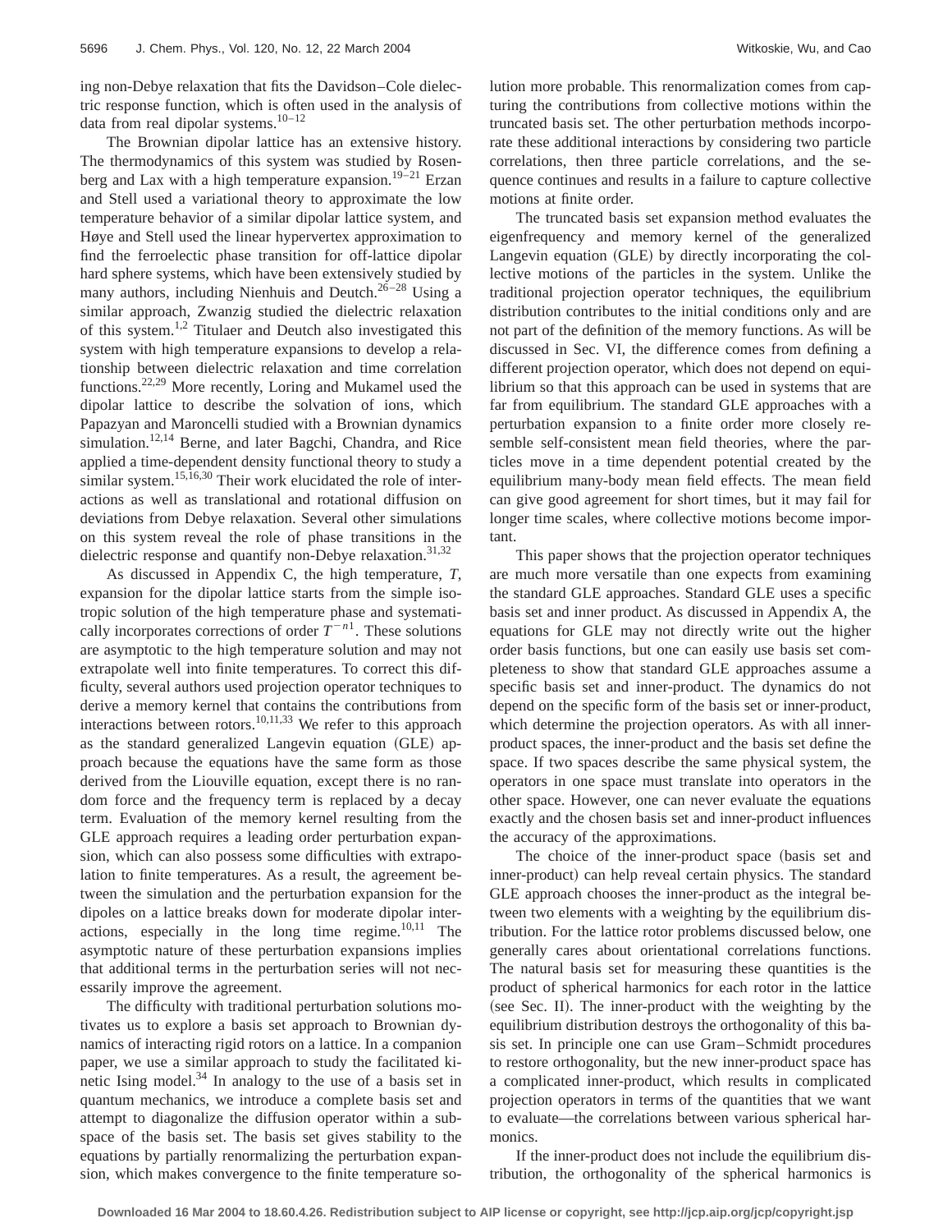ing non-Debye relaxation that fits the Davidson–Cole dielectric response function, which is often used in the analysis of data from real dipolar systems.[10–12]

The Brownian dipolar lattice has an extensive history. The thermodynamics of this system was studied by Rosenberg and Lax with a high temperature expansion.[19–21] Erzan and Stell used a variational theory to approximate the low temperature behavior of a similar dipolar lattice system, and Høye and Stell used the linear hypervertex approximation to find the ferroelectic phase transition for off-lattice dipolar hard sphere systems, which have been extensively studied by many authors, including Nienhuis and Deutch.[26–28] Using a similar approach, Zwanzig studied the dielectric relaxation of this system.[1,2] Titulaer and Deutch also investigated this system with high temperature expansions to develop a relationship between dielectric relaxation and time correlation functions.[22,29] More recently, Loring and Mukamel used the dipolar lattice to describe the solvation of ions, which Papazyan and Maroncelli studied with a Brownian dynamics simulation.[12,14] Berne, and later Bagchi, Chandra, and Rice applied a time-dependent density functional theory to study a similar system.[15,16,30] Their work elucidated the role of interactions as well as translational and rotational diffusion on deviations from Debye relaxation. Several other simulations on this system reveal the role of phase transitions in the dielectric response and quantify non-Debye relaxation.[31,32]

As discussed in Appendix C, the high temperature, $T$, expansion for the dipolar lattice starts from the simple isotropic solution of the high temperature phase and systematically incorporates corrections of order $T^{-n1}$. These solutions are asymptotic to the high temperature solution and may not extrapolate well into finite temperatures. To correct this difficulty, several authors used projection operator techniques to derive a memory kernel that contains the contributions from interactions between rotors.[10,11,33] We refer to this approach as the standard generalized Langevin equation (GLE) approach because the equations have the same form as those derived from the Liouville equation, except there is no random force and the frequency term is replaced by a decay term. Evaluation of the memory kernel resulting from the GLE approach requires a leading order perturbation expansion, which can also possess some difficulties with extrapolation to finite temperatures. As a result, the agreement between the simulation and the perturbation expansion for the dipoles on a lattice breaks down for moderate dipolar interactions, especially in the long time regime.[10,11] The asymptotic nature of these perturbation expansions implies that additional terms in the perturbation series will not necessarily improve the agreement.

The difficulty with traditional perturbation solutions motivates us to explore a basis set approach to Brownian dynamics of interacting rigid rotors on a lattice. In a companion paper, we use a similar approach to study the facilitated kinetic Ising model.[34] In analogy to the use of a basis set in quantum mechanics, we introduce a complete basis set and attempt to diagonalize the diffusion operator within a subspace of the basis set. The basis set gives stability to the equations by partially renormalizing the perturbation expansion, which makes convergence to the finite temperature solution more probable. This renormalization comes from capturing the contributions from collective motions within the truncated basis set. The other perturbation methods incorporate these additional interactions by considering two particle correlations, then three particle correlations, and the sequence continues and results in a failure to capture collective motions at finite order.

The truncated basis set expansion method evaluates the eigenfrequency and memory kernel of the generalized Langevin equation (GLE) by directly incorporating the collective motions of the particles in the system. Unlike the traditional projection operator techniques, the equilibrium distribution contributes to the initial conditions only and are not part of the definition of the memory functions. As will be discussed in Sec. VI, the difference comes from defining a different projection operator, which does not depend on equilibrium so that this approach can be used in systems that are far from equilibrium. The standard GLE approaches with a perturbation expansion to a finite order more closely resemble self-consistent mean field theories, where the particles move in a time dependent potential created by the equilibrium many-body mean field effects. The mean field can give good agreement for short times, but it may fail for longer time scales, where collective motions become important.

This paper shows that the projection operator techniques are much more versatile than one expects from examining the standard GLE approaches. Standard GLE uses a specific basis set and inner product. As discussed in Appendix A, the equations for GLE may not directly write out the higher order basis functions, but one can easily use basis set completeness to show that standard GLE approaches assume a specific basis set and inner-product. The dynamics do not depend on the specific form of the basis set or inner-product, which determine the projection operators. As with all inner-product spaces, the inner-product and the basis set define the space. If two spaces describe the same physical system, the operators in one space must translate into operators in the other space. However, one can never evaluate the equations exactly and the chosen basis set and inner-product influences the accuracy of the approximations.

The choice of the inner-product space (basis set and inner-product) can help reveal certain physics. The standard GLE approach chooses the inner-product as the integral between two elements with a weighting by the equilibrium distribution. For the lattice rotor problems discussed below, one generally cares about orientational correlations functions. The natural basis set for measuring these quantities is the product of spherical harmonics for each rotor in the lattice (see Sec. II). The inner-product with the weighting by the equilibrium distribution destroys the orthogonality of this basis set. In principle one can use Gram–Schmidt procedures to restore orthogonality, but the new inner-product space has a complicated inner-product, which results in complicated projection operators in terms of the quantities that we want to evaluate—the correlations between various spherical harmonics.

If the inner-product does not include the equilibrium distribution, the orthogonality of the spherical harmonics is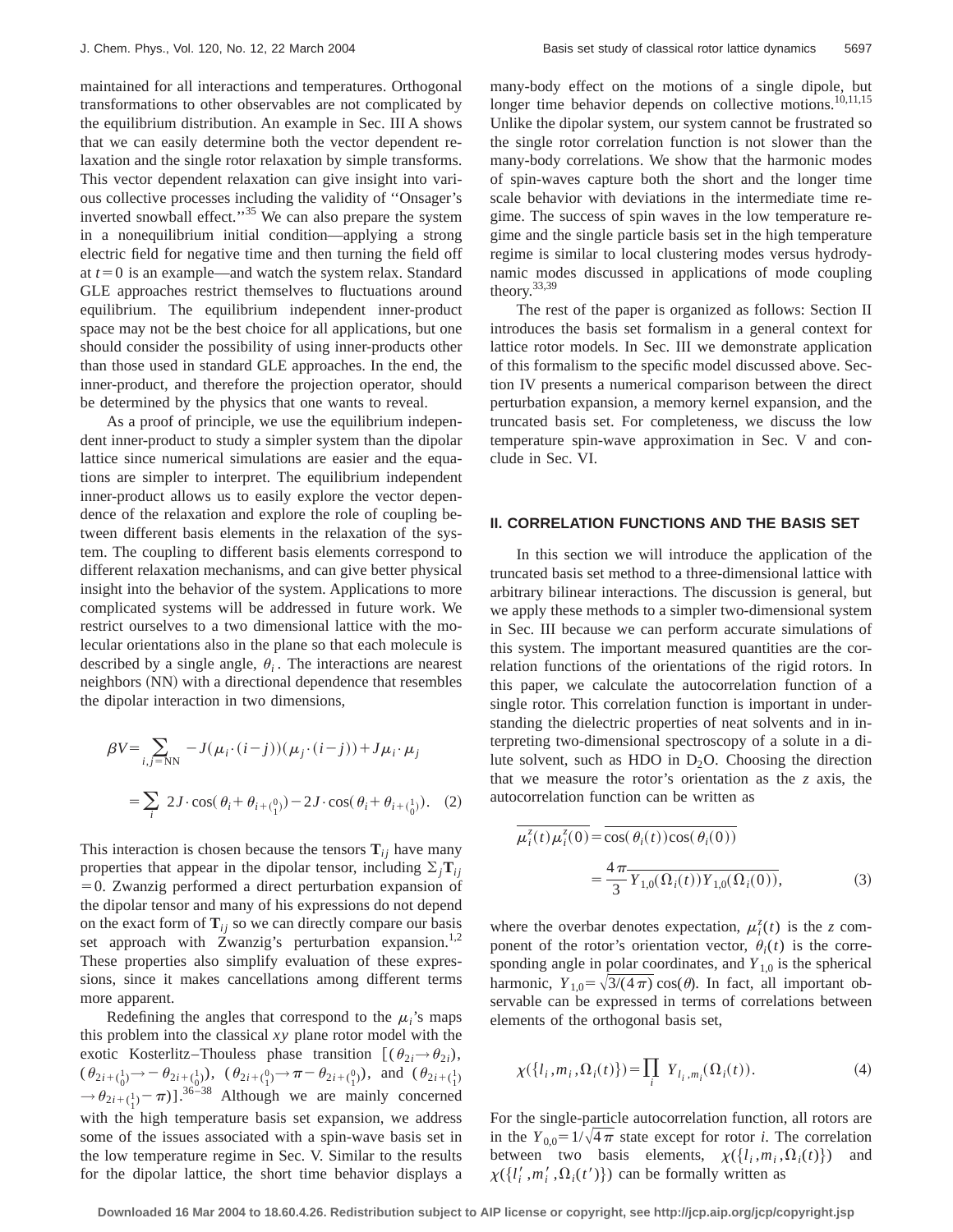maintained for all interactions and temperatures. Orthogonal transformations to other observables are not complicated by the equilibrium distribution. An example in Sec. III A shows that we can easily determine both the vector dependent relaxation and the single rotor relaxation by simple transforms. This vector dependent relaxation can give insight into various collective processes including the validity of "Onsager's inverted snowball effect."[35] We can also prepare the system in a nonequilibrium initial condition—applying a strong electric field for negative time and then turning the field off at $t=0$ is an example—and watch the system relax. Standard GLE approaches restrict themselves to fluctuations around equilibrium. The equilibrium independent inner-product space may not be the best choice for all applications, but one should consider the possibility of using inner-products other than those used in standard GLE approaches. In the end, the inner-product, and therefore the projection operator, should be determined by the physics that one wants to reveal.

As a proof of principle, we use the equilibrium independent inner-product to study a simpler system than the dipolar lattice since numerical simulations are easier and the equations are simpler to interpret. The equilibrium independent inner-product allows us to easily explore the vector dependence of the relaxation and explore the role of coupling between different basis elements in the relaxation of the system. The coupling to different basis elements correspond to different relaxation mechanisms, and can give better physical insight into the behavior of the system. Applications to more complicated systems will be addressed in future work. We restrict ourselves to a two dimensional lattice with the molecular orientations also in the plane so that each molecule is described by a single angle, $\theta_i$. The interactions are nearest neighbors (NN) with a directional dependence that resembles the dipolar interaction in two dimensions,

$$\beta V=\sum_{i,j=\mathrm{NN}} -J(\mu_i\cdot(i-j))(\mu_j\cdot(i-j))+J\mu_i\cdot\mu_j$$

$$=\sum_i 2J\cdot\cos(\theta_i+\theta_{i+\binom{0}{1}})-2J\cdot\cos(\theta_i+\theta_{i+\binom{1}{0}}). \quad (2)$$

This interaction is chosen because the tensors $\mathbf{T}_{ij}$ have many properties that appear in the dipolar tensor, including $\Sigma_j\mathbf{T}_{ij}=0$. Zwanzig performed a direct perturbation expansion of the dipolar tensor and many of his expressions do not depend on the exact form of $\mathbf{T}_{ij}$ so we can directly compare our basis set approach with Zwanzig's perturbation expansion.[1,2] These properties also simplify evaluation of these expressions, since it makes cancellations among different terms more apparent.

Redefining the angles that correspond to the $\mu_i$'s maps this problem into the classical *xy* plane rotor model with the exotic Kosterlitz–Thouless phase transition $[(\theta_{2i}\rightarrow\theta_{2i})$, $(\theta_{2i+\binom{1}{0}}\rightarrow-\theta_{2i+\binom{1}{0}})$, $(\theta_{2i+\binom{0}{1}}\rightarrow\pi-\theta_{2i+\binom{0}{1}})$, and $(\theta_{2i+\binom{1}{1}}\rightarrow\theta_{2i+\binom{1}{1}}-\pi)]$.[36–38] Although we are mainly concerned with the high temperature basis set expansion, we address some of the issues associated with a spin-wave basis set in the low temperature regime in Sec. V. Similar to the results for the dipolar lattice, the short time behavior displays a many-body effect on the motions of a single dipole, but longer time behavior depends on collective motions.[10,11,15] Unlike the dipolar system, our system cannot be frustrated so the single rotor correlation function is not slower than the many-body correlations. We show that the harmonic modes of spin-waves capture both the short and the longer time scale behavior with deviations in the intermediate time regime. The success of spin waves in the low temperature regime and the single particle basis set in the high temperature regime is similar to local clustering modes versus hydrodynamic modes discussed in applications of mode coupling theory.[33,39]

The rest of the paper is organized as follows: Section II introduces the basis set formalism in a general context for lattice rotor models. In Sec. III we demonstrate application of this formalism to the specific model discussed above. Section IV presents a numerical comparison between the direct perturbation expansion, a memory kernel expansion, and the truncated basis set. For completeness, we discuss the low temperature spin-wave approximation in Sec. V and conclude in Sec. VI.

## II. CORRELATION FUNCTIONS AND THE BASIS SET

In this section we will introduce the application of the truncated basis set method to a three-dimensional lattice with arbitrary bilinear interactions. The discussion is general, but we apply these methods to a simpler two-dimensional system in Sec. III because we can perform accurate simulations of this system. The important measured quantities are the correlation functions of the orientations of the rigid rotors. In this paper, we calculate the autocorrelation function of a single rotor. This correlation function is important in understanding the dielectric properties of neat solvents and in interpreting two-dimensional spectroscopy of a solute in a dilute solvent, such as HDO in $D_2O$. Choosing the direction that we measure the rotor's orientation as the *z* axis, the autocorrelation function can be written as

$$\overline{\mu_i^z(t)\mu_i^z(0)}=\overline{\cos(\theta_i(t))\cos(\theta_i(0))}$$

$$=\frac{4\pi}{3}\overline{Y_{1,0}(\Omega_i(t))Y_{1,0}(\Omega_i(0))}, \quad (3)$$

where the overbar denotes expectation, $\mu_i^z(t)$ is the *z* component of the rotor's orientation vector, $\theta_i(t)$ is the corresponding angle in polar coordinates, and $Y_{1,0}$ is the spherical harmonic, $Y_{1,0}=\sqrt{3/(4\pi)}\cos(\theta)$. In fact, all important observable can be expressed in terms of correlations between elements of the orthogonal basis set,

$$\chi(\{l_i,m_i,\Omega_i(t)\})=\prod_i Y_{l_i,m_i}(\Omega_i(t)). \quad (4)$$

For the single-particle autocorrelation function, all rotors are in the $Y_{0,0}=1/\sqrt{4\pi}$ state except for rotor *i*. The correlation between two basis elements, $\chi(\{l_i,m_i,\Omega_i(t)\})$ and $\chi(\{l_i',m_i',\Omega_i(t')\})$ can be formally written as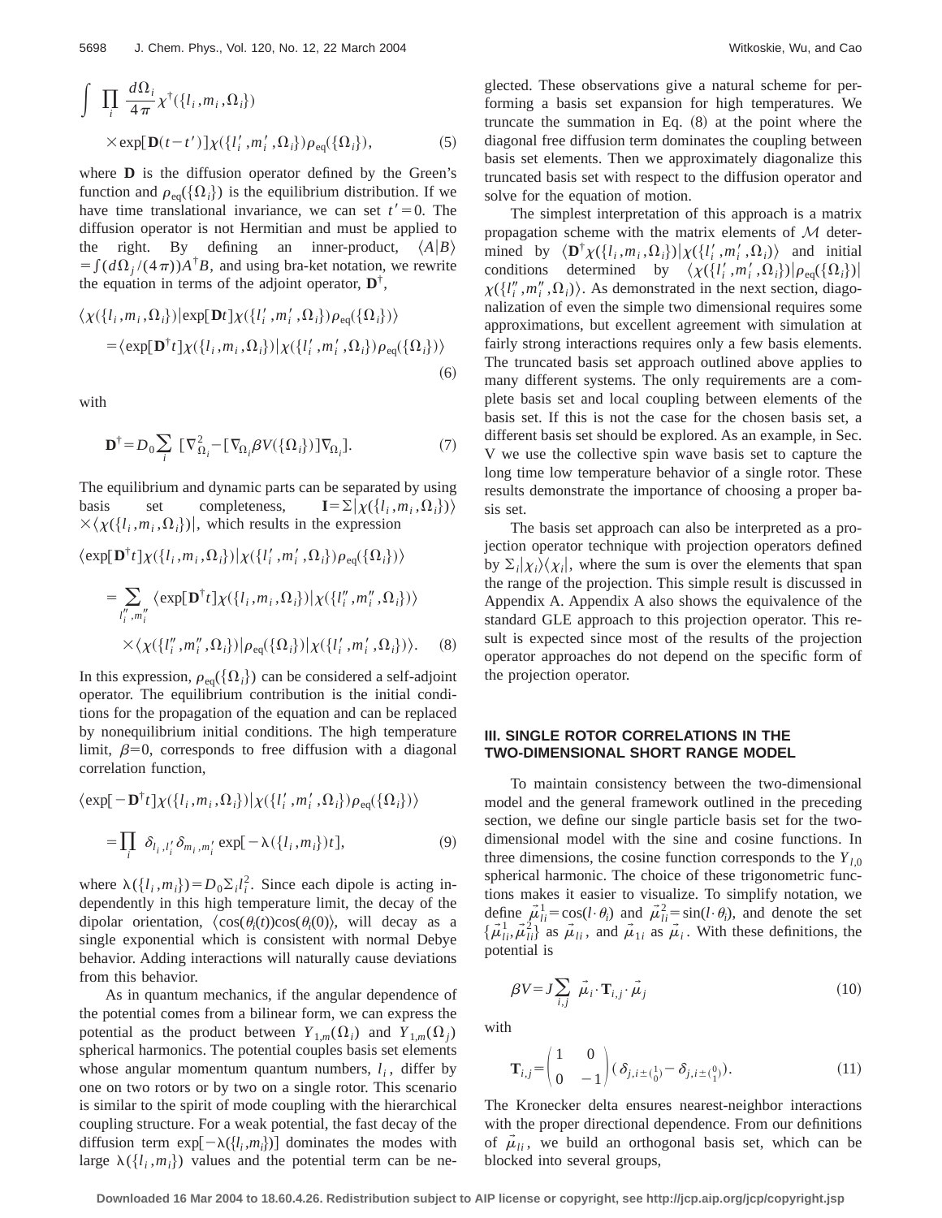$$
\int \prod_i \frac{d\Omega_i}{4\pi} \chi^\dagger(\{l_i, m_i, \Omega_i\})
$$

$$
\times \exp[\mathbf{D}(t-t')] \chi(\{l_i', m_i', \Omega_i\}) \rho_{\text{eq}}(\{\Omega_i\}), \tag{5}
$$

where $\mathbf{D}$ is the diffusion operator defined by the Green's function and $\rho_{\text{eq}}(\{\Omega_i\})$ is the equilibrium distribution. If we have time translational invariance, we can set $t'=0$. The diffusion operator is not Hermitian and must be applied to the right. By defining an inner-product, $\langle A|B\rangle = \int (d\Omega_j/(4\pi)) A^\dagger B$, and using bra-ket notation, we rewrite the equation in terms of the adjoint operator, $\mathbf{D}^\dagger$,

$$
\langle \chi(\{l_i, m_i, \Omega_i\}) | \exp[\mathbf{D}t] \chi(\{l_i', m_i', \Omega_i\}) \rho_{\text{eq}}(\{\Omega_i\}) \rangle
$$

$$
= \langle \exp[\mathbf{D}^\dagger t] \chi(\{l_i, m_i, \Omega_i\}) | \chi(\{l_i', m_i', \Omega_i\}) \rho_{\text{eq}}(\{\Omega_i\}) \rangle \tag{6}
$$

with

$$
\mathbf{D}^\dagger = D_0 \sum_i [\nabla^2_{\Omega_i} - [\nabla_{\Omega_i} \beta V(\{\Omega_i\})] \nabla_{\Omega_i}]. \tag{7}
$$

The equilibrium and dynamic parts can be separated by using basis set completeness, $\mathbf{I} = \Sigma |\chi(\{l_i, m_i, \Omega_i\})\rangle \times \langle \chi(\{l_i, m_i, \Omega_i\})|$, which results in the expression

$$
\langle \exp[\mathbf{D}^\dagger t] \chi(\{l_i, m_i, \Omega_i\}) | \chi(\{l_i', m_i', \Omega_i\}) \rho_{\text{eq}}(\{\Omega_i\}) \rangle
$$

$$
= \sum_{l_i'', m_i''} \langle \exp[\mathbf{D}^\dagger t] \chi(\{l_i, m_i, \Omega_i\}) | \chi(\{l_i'', m_i'', \Omega_i\}) \rangle
$$

$$
\times \langle \chi(\{l_i'', m_i'', \Omega_i\}) | \rho_{\text{eq}}(\{\Omega_i\}) | \chi(\{l_i', m_i', \Omega_i\}) \rangle. \tag{8}
$$

In this expression, $\rho_{\text{eq}}(\{\Omega_i\})$ can be considered a self-adjoint operator. The equilibrium contribution is the initial conditions for the propagation of the equation and can be replaced by nonequilibrium initial conditions. The high temperature limit, $\beta=0$, corresponds to free diffusion with a diagonal correlation function,

$$
\langle \exp[-\mathbf{D}^\dagger t] \chi(\{l_i, m_i, \Omega_i\}) | \chi(\{l_i', m_i', \Omega_i\}) \rho_{\text{eq}}(\{\Omega_i\}) \rangle
$$

$$
= \prod_i \delta_{l_i, l_i'} \delta_{m_i, m_i'} \exp[-\lambda(\{l_i, m_i\}) t], \tag{9}
$$

where $\lambda(\{l_i, m_i\}) = D_0 \Sigma_i l_i^2$. Since each dipole is acting independently in this high temperature limit, the decay of the dipolar orientation, $\langle \cos(\theta_i(t)) \cos(\theta_i(0)) \rangle$, will decay as a single exponential which is consistent with normal Debye behavior. Adding interactions will naturally cause deviations from this behavior.

As in quantum mechanics, if the angular dependence of the potential comes from a bilinear form, we can express the potential as the product between $Y_{1,m}(\Omega_i)$ and $Y_{1,m}(\Omega_j)$ spherical harmonics. The potential couples basis set elements whose angular momentum quantum numbers, $l_i$, differ by one on two rotors or by two on a single rotor. This scenario is similar to the spirit of mode coupling with the hierarchical coupling structure. For a weak potential, the fast decay of the diffusion term $\exp[-\lambda(\{l_i, m_i\})]$ dominates the modes with large $\lambda(\{l_i, m_i\})$ values and the potential term can be neglected. These observations give a natural scheme for performing a basis set expansion for high temperatures. We truncate the summation in Eq. (8) at the point where the diagonal free diffusion term dominates the coupling between basis set elements. Then we approximately diagonalize this truncated basis set with respect to the diffusion operator and solve for the equation of motion.

The simplest interpretation of this approach is a matrix propagation scheme with the matrix elements of $\mathcal{M}$ determined by $\langle \mathbf{D}^\dagger \chi(\{l_i, m_i, \Omega_i\}) | \chi(\{l_i', m_i', \Omega_i\}) \rangle$ and initial conditions determined by $\langle \chi(\{l_i', m_i', \Omega_i\}) | \rho_{\text{eq}}(\{\Omega_i\}) | \chi(\{l_i'', m_i'', \Omega_i\}) \rangle$. As demonstrated in the next section, diagonalization of even the simple two dimensional requires some approximations, but excellent agreement with simulation at fairly strong interactions requires only a few basis elements. The truncated basis set approach outlined above applies to many different systems. The only requirements are a complete basis set and local coupling between elements of the basis set. If this is not the case for the chosen basis set, a different basis set should be explored. As an example, in Sec. V we use the collective spin wave basis set to capture the long time low temperature behavior of a single rotor. These results demonstrate the importance of choosing a proper basis set.

The basis set approach can also be interpreted as a projection operator technique with projection operators defined by $\Sigma_i |\chi_i\rangle\langle \chi_i|$, where the sum is over the elements that span the range of the projection. This simple result is discussed in Appendix A. Appendix A also shows the equivalence of the standard GLE approach to this projection operator. This result is expected since most of the results of the projection operator approaches do not depend on the specific form of the projection operator.

## III. SINGLE ROTOR CORRELATIONS IN THE TWO-DIMENSIONAL SHORT RANGE MODEL

To maintain consistency between the two-dimensional model and the general framework outlined in the preceding section, we define our single particle basis set for the two-dimensional model with the sine and cosine functions. In three dimensions, the cosine function corresponds to the $Y_{l,0}$ spherical harmonic. The choice of these trigonometric functions makes it easier to visualize. To simplify notation, we define $\vec{\mu}^1_{li} = \cos(l \cdot \theta_i)$ and $\vec{\mu}^2_{li} = \sin(l \cdot \theta_i)$, and denote the set $\{\vec{\mu}^1_{li}, \vec{\mu}^2_{li}\}$ as $\vec{\mu}_{li}$, and $\vec{\mu}_{1i}$ as $\vec{\mu}_i$. With these definitions, the potential is

$$
\beta V = J \sum_{i,j} \vec{\mu}_i \cdot \mathbf{T}_{i,j} \cdot \vec{\mu}_j \tag{10}
$$

with

$$
\mathbf{T}_{i,j} = \begin{pmatrix} 1 & 0 \\ 0 & -1 \end{pmatrix} (\delta_{j, i \pm \binom{1}{0}} - \delta_{j, i \pm \binom{0}{1}}). \tag{11}
$$

The Kronecker delta ensures nearest-neighbor interactions with the proper directional dependence. From our definitions of $\vec{\mu}_{li}$, we build an orthogonal basis set, which can be blocked into several groups,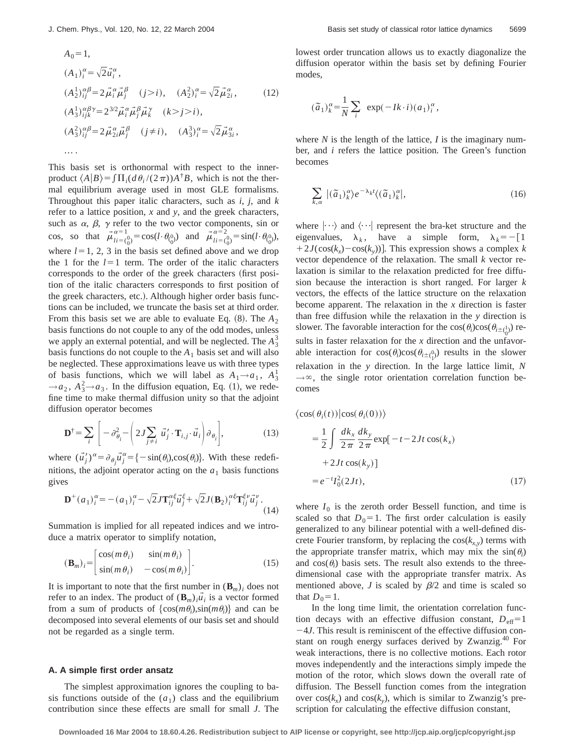$$
\begin{aligned}
&A_0=1,\\
&(A_1)_i^{\alpha}=\sqrt{2}\vec{u}_i^{\alpha},\\
&(A_2^1)_{ij}^{\alpha\beta}=2\vec{\mu}_i^{\alpha}\vec{\mu}_j^{\beta}\quad (j>i),\quad (A_2^2)_i^{\alpha}=\sqrt{2}\vec{\mu}_{2i}^{\alpha},\\
&(A_3^1)_{ijk}^{\alpha\beta\gamma}=2^{3/2}\vec{\mu}_i^{\alpha}\vec{\mu}_j^{\beta}\vec{\mu}_k^{\gamma}\quad (k>j>i),\\
&(A_3^2)_{ij}^{\alpha\beta}=2\vec{\mu}_{2i}^{\alpha}\vec{\mu}_j^{\beta}\quad (j\neq i),\quad (A_3^3)_i^{\alpha}=\sqrt{2}\vec{\mu}_{3i}^{\alpha},\\
&\dots .
\end{aligned}
\tag{12}
$$

This basis set is orthonormal with respect to the inner-product $\langle A|B\rangle=\int\prod_i(d\theta_i/(2\pi))A^{\dagger}B$, which is not the thermal equilibrium average used in most GLE formalisms. Throughout this paper italic characters, such as $i$, $j$, and $k$ refer to a lattice position, $x$ and $y$, and the greek characters, such as $\alpha$, $\beta$, $\gamma$ refer to the two vector components, sin or cos, so that $\vec{\mu}_{li=\binom{0}{0}}^{\alpha=1}=\cos(l\cdot\theta_{\binom{0}{0}})$ and $\vec{\mu}_{li=\binom{0}{0}}^{\alpha=2}=\sin(l\cdot\theta_{\binom{0}{0}})$, where $l=1$, 2, 3 in the basis set defined above and we drop the 1 for the $l=1$ term. The order of the italic characters corresponds to the order of the greek characters (first position of the italic characters corresponds to first position of the greek characters, etc.). Although higher order basis functions can be included, we truncate the basis set at third order. From this basis set we are able to evaluate Eq. (8). The $A_2$ basis functions do not couple to any of the odd modes, unless we apply an external potential, and will be neglected. The $A_3^3$ basis functions do not couple to the $A_1$ basis set and will also be neglected. These approximations leave us with three types of basis functions, which we will label as $A_1\rightarrow a_1$, $A_3^1\rightarrow a_2$, $A_3^2\rightarrow a_3$. In the diffusion equation, Eq. (1), we redefine time to make thermal diffusion unity so that the adjoint diffusion operator becomes

$$
\mathbf{D}^{\dagger}=\sum_i\left[-\partial_{\theta_i}^2-\left(2J\sum_{j\neq i}\vec{u}_j'\cdot\mathbf{T}_{i,j}\cdot\vec{u}_i\right)\partial_{\theta_i}\right],
\tag{13}
$$

where $(\vec{u}_j')^{\alpha}=\partial_{\theta_j}\vec{u}_j^{\alpha}=\{-\sin(\theta_i),\cos(\theta_i)\}$. With these redefinitions, the adjoint operator acting on the $a_1$ basis functions gives

$$
\mathbf{D}^{+}(a_1)_i^{\alpha}=-(a_1)_i^{\alpha}-\sqrt{2}J\mathbf{T}_{ij}^{\alpha\xi}\vec{u}_j^{\xi}+\sqrt{2}J(\mathbf{B}_2)_i^{\alpha\xi}\mathbf{T}_{ij}^{\xi\nu}\vec{u}_j^{\nu}.
\tag{14}
$$

Summation is implied for all repeated indices and we introduce a matrix operator to simplify notation,

$$
(\mathbf{B}_m)_i=\begin{bmatrix}\cos(m\theta_i) & \sin(m\theta_i)\\ \sin(m\theta_i) & -\cos(m\theta_i)\end{bmatrix}.
\tag{15}
$$

It is important to note that the first number in $(\mathbf{B}_m)_i$ does not refer to an index. The product of $(\mathbf{B}_m)_i\vec{u}_i$ is a vector formed from a sum of products of $\{\cos(m\theta_i),\sin(m\theta_i)\}$ and can be decomposed into several elements of our basis set and should not be regarded as a single term.

### A. A simple first order ansatz

The simplest approximation ignores the coupling to basis functions outside of the $(a_1)$ class and the equilibrium contribution since these effects are small for small $J$. The lowest order truncation allows us to exactly diagonalize the diffusion operator within the basis set by defining Fourier modes,

$$
(\tilde{a}_1)_k^{\alpha}=\frac{1}{N}\sum_i\ \exp(-Ik\cdot i)(a_1)_i^{\alpha},
$$

where $N$ is the length of the lattice, $I$ is the imaginary number, and $i$ refers the lattice position. The Green's function becomes

$$
\sum_{k,\alpha}\ |(\tilde{a}_1)_k^{\alpha}\rangle e^{-\lambda_k t}\langle(\tilde{a}_1)_k^{\alpha}|,
\tag{16}
$$

where $|\cdots\rangle$ and $\langle\cdots|$ represent the bra-ket structure and the eigenvalues, $\lambda_k$, have a simple form, $\lambda_k=-[1+2J(\cos(k_x)-\cos(k_y))]$. This expression shows a complex $k$ vector dependence of the relaxation. The small $k$ vector relaxation is similar to the relaxation predicted for free diffusion because the interaction is short ranged. For larger $k$ vectors, the effects of the lattice structure on the relaxation become apparent. The relaxation in the $x$ direction is faster than free diffusion while the relaxation in the $y$ direction is slower. The favorable interaction for the $\cos(\theta_i)\cos(\theta_{i\pm\binom{1}{0}})$ results in faster relaxation for the $x$ direction and the unfavorable interaction for $\cos(\theta_i)\cos(\theta_{i\pm\binom{0}{1}})$ results in the slower relaxation in the $y$ direction. In the large lattice limit, $N\rightarrow\infty$, the single rotor orientation correlation function becomes

$$
\begin{aligned}
&\langle\cos(\theta_i(t))|\cos(\theta_i(0))\rangle\\
&\quad=\frac{1}{2}\int\frac{dk_x}{2\pi}\frac{dk_y}{2\pi}\exp[-t-2Jt\cos(k_x)\\
&\qquad+2Jt\cos(k_y)]\\
&\quad=e^{-t}I_0^2(2Jt),
\end{aligned}
\tag{17}
$$

where $I_0$ is the zeroth order Bessell function, and time is scaled so that $D_0=1$. The first order calculation is easily generalized to any bilinear potential with a well-defined discrete Fourier transform, by replacing the $\cos(k_{x,y})$ terms with the appropriate transfer matrix, which may mix the $\sin(\theta_i)$ and $\cos(\theta_i)$ basis sets. The result also extends to the three-dimensional case with the appropriate transfer matrix. As mentioned above, $J$ is scaled by $\beta/2$ and time is scaled so that $D_0=1$.

In the long time limit, the orientation correlation function decays with an effective diffusion constant, $D_{\mathrm{eff}}=1-4J$. This result is reminiscent of the effective diffusion constant on rough energy surfaces derived by Zwanzig.[40] For weak interactions, there is no collective motions. Each rotor moves independently and the interactions simply impede the motion of the rotor, which slows down the overall rate of diffusion. The Bessell function comes from the integration over $\cos(k_x)$ and $\cos(k_y)$, which is similar to Zwanzig's prescription for calculating the effective diffusion constant,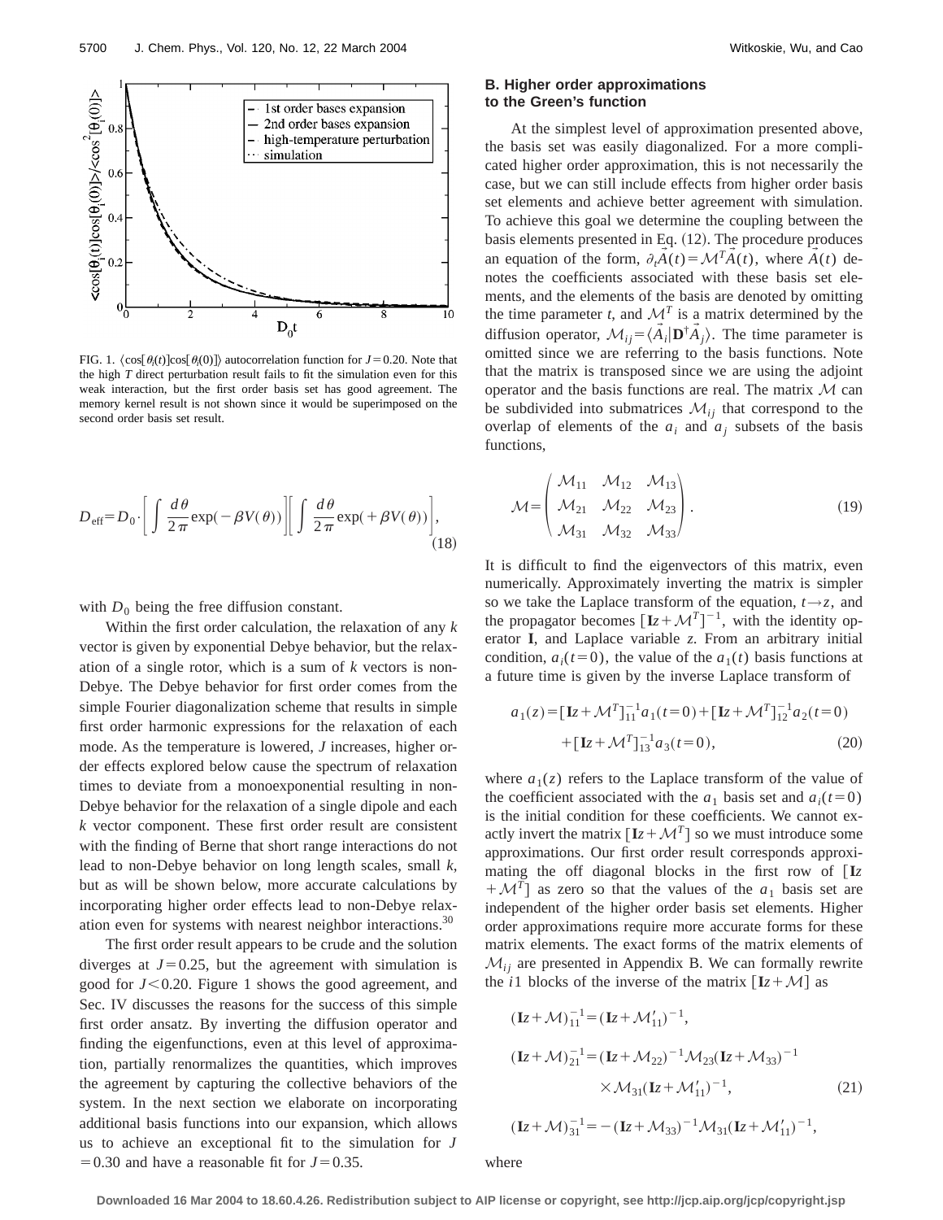FIG. 1. $\langle \cos[\theta_i(t)]\cos[\theta_i(0)]\rangle$ autocorrelation function for $J=0.20$. Note that the high $T$ direct perturbation result fails to fit the simulation even for this weak interaction, but the first order basis set has good agreement. The memory kernel result is not shown since it would be superimposed on the second order basis set result.

$$D_{\rm eff}=D_0\cdot\left[\int\frac{d\theta}{2\pi}\exp(-\beta V(\theta))\right]\left[\int\frac{d\theta}{2\pi}\exp(+\beta V(\theta))\right], \tag{18}$$

with $D_0$ being the free diffusion constant.

Within the first order calculation, the relaxation of any $k$ vector is given by exponential Debye behavior, but the relaxation of a single rotor, which is a sum of $k$ vectors is non-Debye. The Debye behavior for first order comes from the simple Fourier diagonalization scheme that results in simple first order harmonic expressions for the relaxation of each mode. As the temperature is lowered, $J$ increases, higher order effects explored below cause the spectrum of relaxation times to deviate from a monoexponential resulting in non-Debye behavior for the relaxation of a single dipole and each $k$ vector component. These first order result are consistent with the finding of Berne that short range interactions do not lead to non-Debye behavior on long length scales, small $k$, but as will be shown below, more accurate calculations by incorporating higher order effects lead to non-Debye relaxation even for systems with nearest neighbor interactions.[30]

The first order result appears to be crude and the solution diverges at $J=0.25$, but the agreement with simulation is good for $J<0.20$. Figure 1 shows the good agreement, and Sec. IV discusses the reasons for the success of this simple first order ansatz. By inverting the diffusion operator and finding the eigenfunctions, even at this level of approximation, partially renormalizes the quantities, which improves the agreement by capturing the collective behaviors of the system. In the next section we elaborate on incorporating additional basis functions into our expansion, which allows us to achieve an exceptional fit to the simulation for $J=0.30$ and have a reasonable fit for $J=0.35$.

### B. Higher order approximations to the Green's function

At the simplest level of approximation presented above, the basis set was easily diagonalized. For a more complicated higher order approximation, this is not necessarily the case, but we can still include effects from higher order basis set elements and achieve better agreement with simulation. To achieve this goal we determine the coupling between the basis elements presented in Eq. (12). The procedure produces an equation of the form, $\partial_t\vec{A}(t)=\mathcal{M}^T\vec{A}(t)$, where $\vec{A}(t)$ denotes the coefficients associated with these basis set elements, and the elements of the basis are denoted by omitting the time parameter $t$, and $\mathcal{M}^T$ is a matrix determined by the diffusion operator, $\mathcal{M}_{ij}=\langle\vec{A}_i|\mathbf{D}^\dagger\vec{A}_j\rangle$. The time parameter is omitted since we are referring to the basis functions. Note that the matrix is transposed since we are using the adjoint operator and the basis functions are real. The matrix $\mathcal{M}$ can be subdivided into submatrices $\mathcal{M}_{ij}$ that correspond to the overlap of elements of the $a_i$ and $a_j$ subsets of the basis functions,

$$\mathcal{M}=\begin{pmatrix}\mathcal{M}_{11} & \mathcal{M}_{12} & \mathcal{M}_{13}\\ \mathcal{M}_{21} & \mathcal{M}_{22} & \mathcal{M}_{23}\\ \mathcal{M}_{31} & \mathcal{M}_{32} & \mathcal{M}_{33}\end{pmatrix}. \tag{19}$$

It is difficult to find the eigenvectors of this matrix, even numerically. Approximately inverting the matrix is simpler so we take the Laplace transform of the equation, $t\to z$, and the propagator becomes $[\mathbf{I}z+\mathcal{M}^T]^{-1}$, with the identity operator $\mathbf{I}$, and Laplace variable $z$. From an arbitrary initial condition, $a_i(t=0)$, the value of the $a_1(t)$ basis functions at a future time is given by the inverse Laplace transform of

$$\begin{aligned}a_1(z)=&[\mathbf{I}z+\mathcal{M}^T]^{-1}_{11}a_1(t=0)+[\mathbf{I}z+\mathcal{M}^T]^{-1}_{12}a_2(t=0)\\&+[\mathbf{I}z+\mathcal{M}^T]^{-1}_{13}a_3(t=0),\end{aligned} \tag{20}$$

where $a_1(z)$ refers to the Laplace transform of the value of the coefficient associated with the $a_1$ basis set and $a_i(t=0)$ is the initial condition for these coefficients. We cannot exactly invert the matrix $[\mathbf{I}z+\mathcal{M}^T]$ so we must introduce some approximations. Our first order result corresponds approximating the off diagonal blocks in the first row of $[\mathbf{I}z+\mathcal{M}^T]$ as zero so that the values of the $a_1$ basis set are independent of the higher order basis set elements. Higher order approximations require more accurate forms for these matrix elements. The exact forms of the matrix elements of $\mathcal{M}_{ij}$ are presented in Appendix B. We can formally rewrite the $i1$ blocks of the inverse of the matrix $[\mathbf{I}z+\mathcal{M}]$ as

$$\begin{aligned}(\mathbf{I}z+\mathcal{M})^{-1}_{11}&=(\mathbf{I}z+\mathcal{M}'_{11})^{-1},\\(\mathbf{I}z+\mathcal{M})^{-1}_{21}&=(\mathbf{I}z+\mathcal{M}_{22})^{-1}\mathcal{M}_{23}(\mathbf{I}z+\mathcal{M}_{33})^{-1}\\&\quad\times\mathcal{M}_{31}(\mathbf{I}z+\mathcal{M}'_{11})^{-1},\\(\mathbf{I}z+\mathcal{M})^{-1}_{31}&=-(\mathbf{I}z+\mathcal{M}_{33})^{-1}\mathcal{M}_{31}(\mathbf{I}z+\mathcal{M}'_{11})^{-1},\end{aligned} \tag{21}$$

where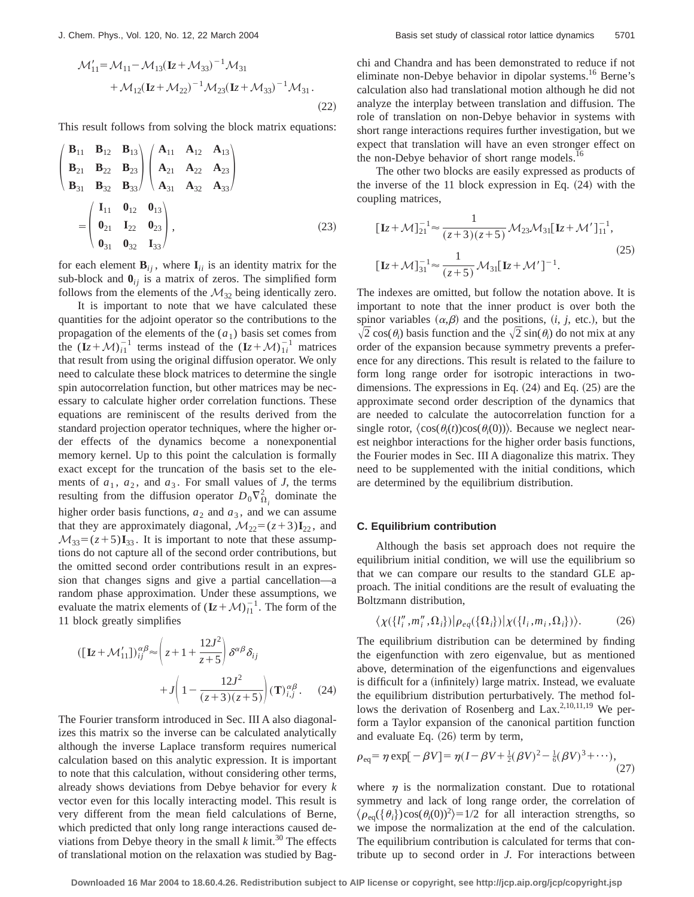$$\mathcal{M}'_{11} = \mathcal{M}_{11} - \mathcal{M}_{13}(\mathbf{I}z + \mathcal{M}_{33})^{-1}\mathcal{M}_{31} + \mathcal{M}_{12}(\mathbf{I}z + \mathcal{M}_{22})^{-1}\mathcal{M}_{23}(\mathbf{I}z + \mathcal{M}_{33})^{-1}\mathcal{M}_{31}. \tag{22}$$

This result follows from solving the block matrix equations:

$$\begin{pmatrix} \mathbf{B}_{11} & \mathbf{B}_{12} & \mathbf{B}_{13} \\ \mathbf{B}_{21} & \mathbf{B}_{22} & \mathbf{B}_{23} \\ \mathbf{B}_{31} & \mathbf{B}_{32} & \mathbf{B}_{33} \end{pmatrix} \begin{pmatrix} \mathbf{A}_{11} & \mathbf{A}_{12} & \mathbf{A}_{13} \\ \mathbf{A}_{21} & \mathbf{A}_{22} & \mathbf{A}_{23} \\ \mathbf{A}_{31} & \mathbf{A}_{32} & \mathbf{A}_{33} \end{pmatrix} = \begin{pmatrix} \mathbf{I}_{11} & \mathbf{0}_{12} & \mathbf{0}_{13} \\ \mathbf{0}_{21} & \mathbf{I}_{22} & \mathbf{0}_{23} \\ \mathbf{0}_{31} & \mathbf{0}_{32} & \mathbf{I}_{33} \end{pmatrix}, \tag{23}$$

for each element $\mathbf{B}_{ij}$, where $\mathbf{I}_{ii}$ is an identity matrix for the sub-block and $\mathbf{0}_{ij}$ is a matrix of zeros. The simplified form follows from the elements of the $\mathcal{M}_{32}$ being identically zero.

It is important to note that we have calculated these quantities for the adjoint operator so the contributions to the propagation of the elements of the $(a_1)$ basis set comes from the $(\mathbf{I}z+\mathcal{M})_{i1}^{-1}$ terms instead of the $(\mathbf{I}z+\mathcal{M})_{1i}^{-1}$ matrices that result from using the original diffusion operator. We only need to calculate these block matrices to determine the single spin autocorrelation function, but other matrices may be necessary to calculate higher order correlation functions. These equations are reminiscent of the results derived from the standard projection operator techniques, where the higher order effects of the dynamics become a nonexponential memory kernel. Up to this point the calculation is formally exact except for the truncation of the basis set to the elements of $a_1$, $a_2$, and $a_3$. For small values of $J$, the terms resulting from the diffusion operator $D_0\nabla^2_{\Omega_i}$ dominate the higher order basis functions, $a_2$ and $a_3$, and we can assume that they are approximately diagonal, $\mathcal{M}_{22}=(z+3)\mathbf{I}_{22}$, and $\mathcal{M}_{33}=(z+5)\mathbf{I}_{33}$. It is important to note that these assumptions do not capture all of the second order contributions, but the omitted second order contributions result in an expression that changes signs and give a partial cancellation—a random phase approximation. Under these assumptions, we evaluate the matrix elements of $(\mathbf{I}z+\mathcal{M})_{l1}^{-1}$. The form of the 11 block greatly simplifies

$$([\mathbf{I}z+\mathcal{M}'_{11}])_{ij}^{\alpha\beta} \approx \left(z+1+\frac{12J^2}{z+5}\right)\delta^{\alpha\beta}\delta_{ij} + J\left(1-\frac{12J^2}{(z+3)(z+5)}\right)(\mathbf{T})_{i,j}^{\alpha\beta}. \tag{24}$$

The Fourier transform introduced in Sec. III A also diagonalizes this matrix so the inverse can be calculated analytically although the inverse Laplace transform requires numerical calculation based on this analytic expression. It is important to note that this calculation, without considering other terms, already shows deviations from Debye behavior for every $k$ vector even for this locally interacting model. This result is very different from the mean field calculations of Berne, which predicted that only long range interactions caused deviations from Debye theory in the small $k$ limit.[30] The effects of translational motion on the relaxation was studied by Bagchi and Chandra and has been demonstrated to reduce if not eliminate non-Debye behavior in dipolar systems.[16] Berne's calculation also had translational motion although he did not analyze the interplay between translation and diffusion. The role of translation on non-Debye behavior in systems with short range interactions requires further investigation, but we expect that translation will have an even stronger effect on the non-Debye behavior of short range models.[16]

The other two blocks are easily expressed as products of the inverse of the 11 block expression in Eq. (24) with the coupling matrices,

$$[\mathbf{I}z+\mathcal{M}]_{21}^{-1} \approx \frac{1}{(z+3)(z+5)}\mathcal{M}_{23}\mathcal{M}_{31}[\mathbf{I}z+\mathcal{M}']_{11}^{-1},$$
$$[\mathbf{I}z+\mathcal{M}]_{31}^{-1} \approx \frac{1}{(z+5)}\mathcal{M}_{31}[\mathbf{I}z+\mathcal{M}']^{-1}. \tag{25}$$

The indexes are omitted, but follow the notation above. It is important to note that the inner product is over both the spinor variables $(\alpha,\beta)$ and the positions, $(i, j,$ etc.), but the $\sqrt{2}\cos(\theta_i)$ basis function and the $\sqrt{2}\sin(\theta_i)$ do not mix at any order of the expansion because symmetry prevents a preference for any directions. This result is related to the failure to form long range order for isotropic interactions in two-dimensions. The expressions in Eq. (24) and Eq. (25) are the approximate second order description of the dynamics that are needed to calculate the autocorrelation function for a single rotor, $\langle\cos(\theta_i(t))\cos(\theta_i(0))\rangle$. Because we neglect nearest neighbor interactions for the higher order basis functions, the Fourier modes in Sec. III A diagonalize this matrix. They need to be supplemented with the initial conditions, which are determined by the equilibrium distribution.

### C. Equilibrium contribution

Although the basis set approach does not require the equilibrium initial condition, we will use the equilibrium so that we can compare our results to the standard GLE approach. The initial conditions are the result of evaluating the Boltzmann distribution,

$$\langle \chi(\{l''_i, m''_i, \Omega_i\}) | \rho_{eq}(\{\Omega_i\}) | \chi(\{l_i, m_i, \Omega_i\}) \rangle. \tag{26}$$

The equilibrium distribution can be determined by finding the eigenfunction with zero eigenvalue, but as mentioned above, determination of the eigenfunctions and eigenvalues is difficult for a (infinitely) large matrix. Instead, we evaluate the equilibrium distribution perturbatively. The method follows the derivation of Rosenberg and Lax.[2,10,11,19] We perform a Taylor expansion of the canonical partition function and evaluate Eq. (26) term by term,

$$\rho_{\rm eq} = \eta\exp[-\beta V] = \eta\left(I - \beta V + \tfrac{1}{2}(\beta V)^2 - \tfrac{1}{6}(\beta V)^3 + \cdots\right), \tag{27}$$

where $\eta$ is the normalization constant. Due to rotational symmetry and lack of long range order, the correlation of $\langle \rho_{\rm eq}(\{\theta_i\})\cos(\theta_i(0))^2\rangle = 1/2$ for all interaction strengths, so we impose the normalization at the end of the calculation. The equilibrium contribution is calculated for terms that contribute up to second order in $J$. For interactions between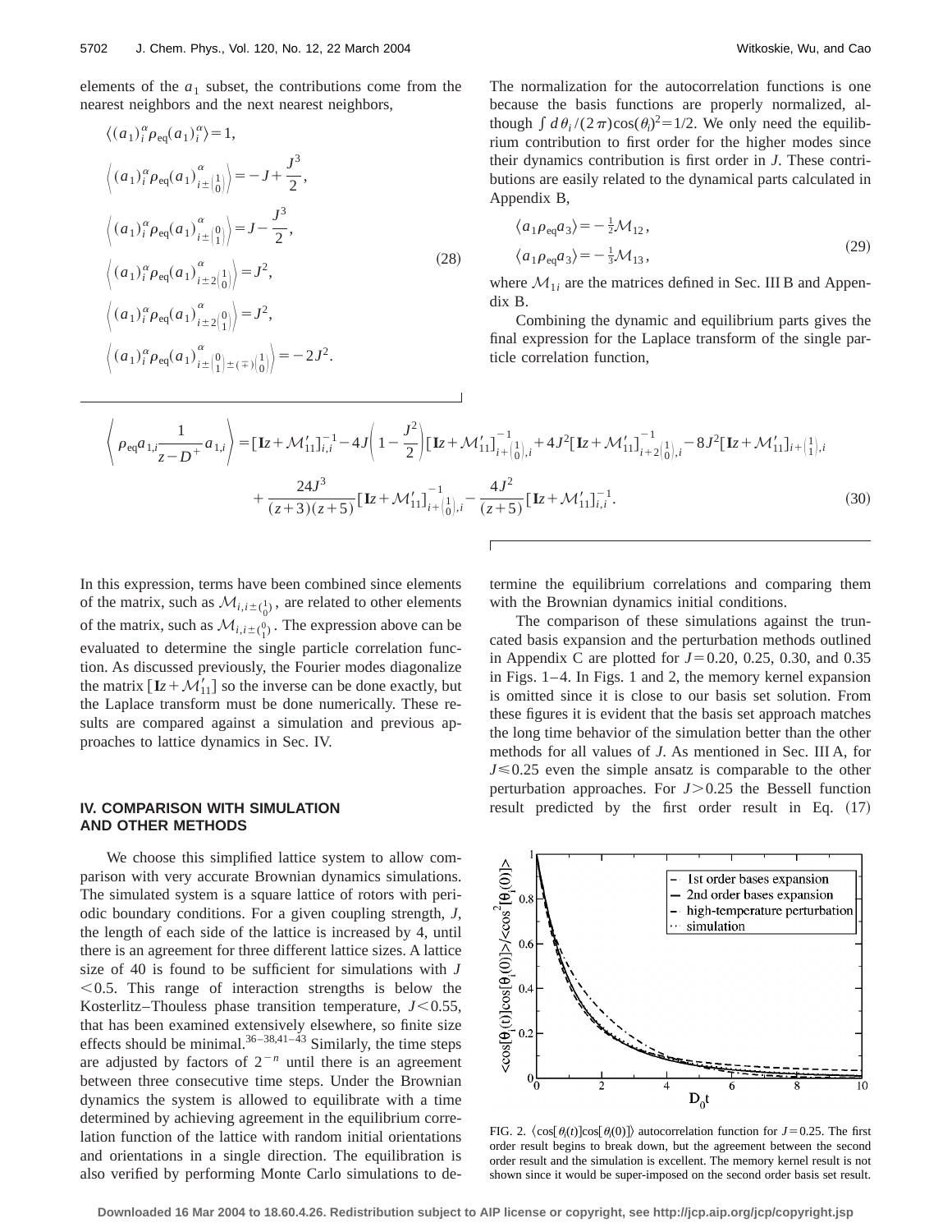elements of the $a_1$ subset, the contributions come from the nearest neighbors and the next nearest neighbors,

$$
\begin{aligned}
&\langle (a_1)_i^\alpha \rho_{\rm eq} (a_1)_i^\alpha \rangle = 1, \\
&\left\langle (a_1)_i^\alpha \rho_{\rm eq} (a_1)^\alpha_{i\pm\binom{1}{0}} \right\rangle = -J + \frac{J^3}{2}, \\
&\left\langle (a_1)_i^\alpha \rho_{\rm eq} (a_1)^\alpha_{i\pm\binom{0}{1}} \right\rangle = J - \frac{J^3}{2}, \\
&\left\langle (a_1)_i^\alpha \rho_{\rm eq} (a_1)^\alpha_{i\pm 2\binom{1}{0}} \right\rangle = J^2, \\
&\left\langle (a_1)_i^\alpha \rho_{\rm eq} (a_1)^\alpha_{i\pm 2\binom{0}{1}} \right\rangle = J^2, \\
&\left\langle (a_1)_i^\alpha \rho_{\rm eq} (a_1)^\alpha_{i\pm\binom{0}{1}\pm(\mp)\binom{1}{0}} \right\rangle = -2J^2.
\end{aligned}
\tag{28}
$$

The normalization for the autocorrelation functions is one because the basis functions are properly normalized, although $\int d\theta_i/(2\pi)\cos(\theta_i)^2 = 1/2$. We only need the equilibrium contribution to first order for the higher modes since their dynamics contribution is first order in $J$. These contributions are easily related to the dynamical parts calculated in Appendix B,

$$
\begin{aligned}
\langle a_1 \rho_{\rm eq} a_3 \rangle &= -\tfrac{1}{2}\mathcal{M}_{12}, \\
\langle a_1 \rho_{\rm eq} a_3 \rangle &= -\tfrac{1}{3}\mathcal{M}_{13},
\end{aligned}
\tag{29}
$$

where $\mathcal{M}_{1i}$ are the matrices defined in Sec. III B and Appendix B.

Combining the dynamic and equilibrium parts gives the final expression for the Laplace transform of the single particle correlation function,

$$
\begin{aligned}
\left\langle \rho_{\rm eq} a_{1,i} \frac{1}{z - D^+} a_{1,i} \right\rangle =& [\mathbf{I}z + \mathcal{M}'_{11}]^{-1}_{i,i} - 4J\left(1 - \frac{J^2}{2}\right)[\mathbf{I}z + \mathcal{M}'_{11}]^{-1}_{i+\binom{1}{0},i} + 4J^2[\mathbf{I}z + \mathcal{M}'_{11}]^{-1}_{i+2\binom{1}{0},i} - 8J^2[\mathbf{I}z + \mathcal{M}'_{11}]_{i+\binom{1}{1},i} \\
&+ \frac{24J^3}{(z+3)(z+5)}[\mathbf{I}z + \mathcal{M}'_{11}]^{-1}_{i+\binom{1}{0},i} - \frac{4J^2}{(z+5)}[\mathbf{I}z + \mathcal{M}'_{11}]^{-1}_{i,i}.
\end{aligned}
\tag{30}
$$

In this expression, terms have been combined since elements of the matrix, such as $\mathcal{M}_{i,i\pm\binom{1}{0}}$, are related to other elements of the matrix, such as $\mathcal{M}_{i,i\pm\binom{0}{1}}$. The expression above can be evaluated to determine the single particle correlation function. As discussed previously, the Fourier modes diagonalize the matrix $[\mathbf{I}z + \mathcal{M}'_{11}]$ so the inverse can be done exactly, but the Laplace transform must be done numerically. These results are compared against a simulation and previous approaches to lattice dynamics in Sec. IV.

## IV. COMPARISON WITH SIMULATION AND OTHER METHODS

We choose this simplified lattice system to allow comparison with very accurate Brownian dynamics simulations. The simulated system is a square lattice of rotors with periodic boundary conditions. For a given coupling strength, $J$, the length of each side of the lattice is increased by 4, until there is an agreement for three different lattice sizes. A lattice size of 40 is found to be sufficient for simulations with $J < 0.5$. This range of interaction strengths is below the Kosterlitz–Thouless phase transition temperature, $J < 0.55$, that has been examined extensively elsewhere, so finite size effects should be minimal.[36–38,41–43] Similarly, the time steps are adjusted by factors of $2^{-n}$ until there is an agreement between three consecutive time steps. Under the Brownian dynamics the system is allowed to equilibrate with a time determined by achieving agreement in the equilibrium correlation function of the lattice with random initial orientations and orientations in a single direction. The equilibration is also verified by performing Monte Carlo simulations to determine the equilibrium correlations and comparing them with the Brownian dynamics initial conditions.

The comparison of these simulations against the truncated basis expansion and the perturbation methods outlined in Appendix C are plotted for $J = 0.20$, 0.25, 0.30, and 0.35 in Figs. 1–4. In Figs. 1 and 2, the memory kernel expansion is omitted since it is close to our basis set solution. From these figures it is evident that the basis set approach matches the long time behavior of the simulation better than the other methods for all values of $J$. As mentioned in Sec. III A, for $J \leq 0.25$ even the simple ansatz is comparable to the other perturbation approaches. For $J > 0.25$ the Bessell function result predicted by the first order result in Eq. (17)

FIG. 2. $\langle \cos[\theta_i(t)]\cos[\theta_i(0)] \rangle$ autocorrelation function for $J = 0.25$. The first order result begins to break down, but the agreement between the second order result and the simulation is excellent. The memory kernel result is not shown since it would be super-imposed on the second order basis set result.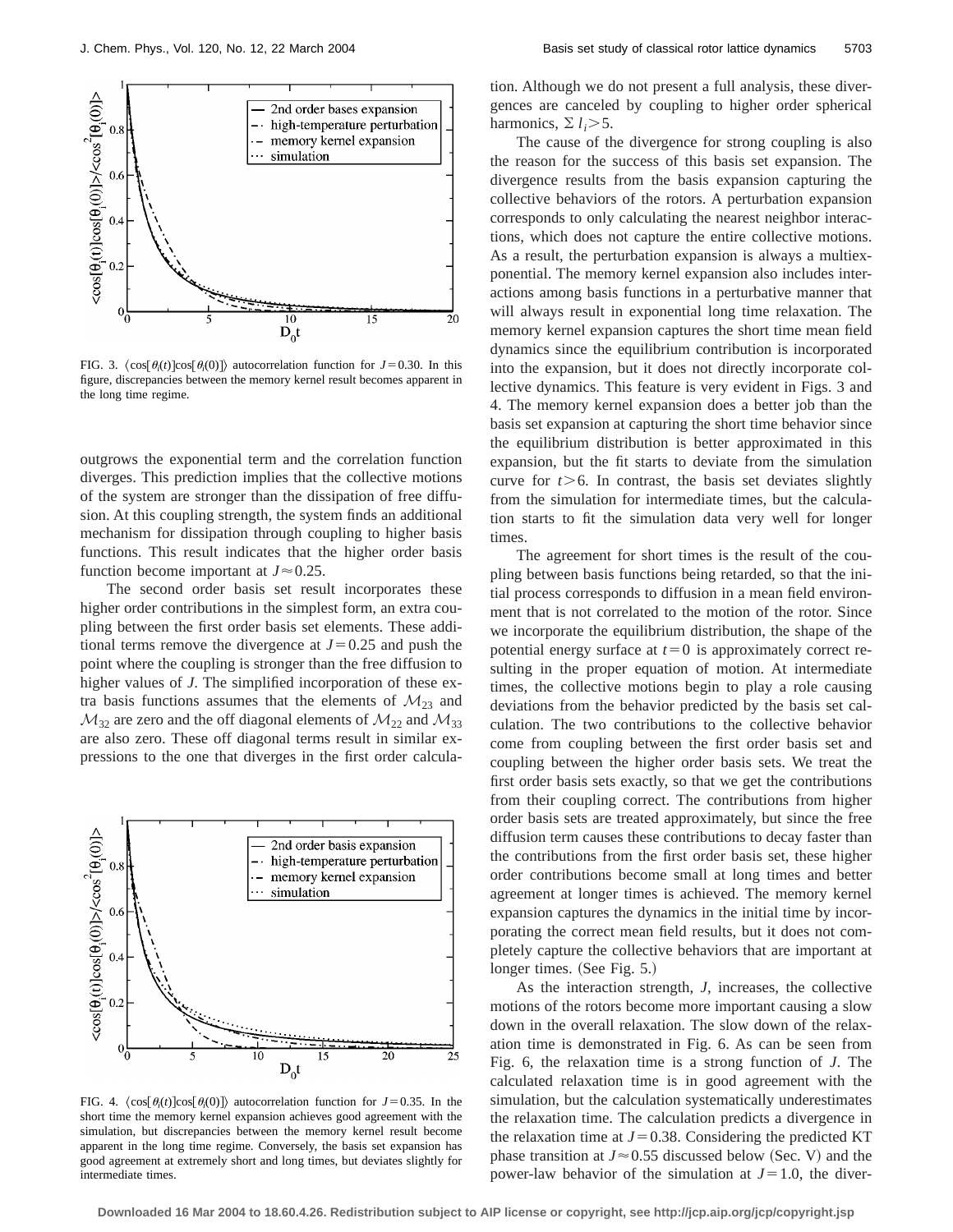2nd order bases expansion
high-temperature perturbation
memory kernel expansion
simulation

$\langle \cos[\theta_i(t)]\cos[\theta_i(0)]\rangle/\langle \cos^2[\theta_i(0)]\rangle$

$D_0 t$

FIG. 3. $\langle \cos[\theta_i(t)]\cos[\theta_i(0)]\rangle$ autocorrelation function for $J=0.30$. In this figure, discrepancies between the memory kernel result becomes apparent in the long time regime.

outgrows the exponential term and the correlation function diverges. This prediction implies that the collective motions of the system are stronger than the dissipation of free diffusion. At this coupling strength, the system finds an additional mechanism for dissipation through coupling to higher basis functions. This result indicates that the higher order basis function become important at $J \approx 0.25$.

The second order basis set result incorporates these higher order contributions in the simplest form, an extra coupling between the first order basis set elements. These additional terms remove the divergence at $J=0.25$ and push the point where the coupling is stronger than the free diffusion to higher values of $J$. The simplified incorporation of these extra basis functions assumes that the elements of $\mathcal{M}_{23}$ and $\mathcal{M}_{32}$ are zero and the off diagonal elements of $\mathcal{M}_{22}$ and $\mathcal{M}_{33}$ are also zero. These off diagonal terms result in similar expressions to the one that diverges in the first order calculation. Although we do not present a full analysis, these divergences are canceled by coupling to higher order spherical harmonics, $\Sigma\, l_i > 5$.

2nd order basis expansion
high-temperature perturbation
memory kernel expansion
simulation

$\langle \cos[\theta_i(t)]\cos[\theta_i(0)]\rangle/\langle \cos^2[\theta_i(0)]\rangle$

$D_0 t$

FIG. 4. $\langle \cos[\theta_i(t)]\cos[\theta_i(0)]\rangle$ autocorrelation function for $J=0.35$. In the short time the memory kernel expansion achieves good agreement with the simulation, but discrepancies between the memory kernel result become apparent in the long time regime. Conversely, the basis set expansion has good agreement at extremely short and long times, but deviates slightly for intermediate times.

The cause of the divergence for strong coupling is also the reason for the success of this basis set expansion. The divergence results from the basis expansion capturing the collective behaviors of the rotors. A perturbation expansion corresponds to only calculating the nearest neighbor interactions, which does not capture the entire collective motions. As a result, the perturbation expansion is always a multiexponential. The memory kernel expansion also includes interactions among basis functions in a perturbative manner that will always result in exponential long time relaxation. The memory kernel expansion captures the short time mean field dynamics since the equilibrium contribution is incorporated into the expansion, but it does not directly incorporate collective dynamics. This feature is very evident in Figs. 3 and 4. The memory kernel expansion does a better job than the basis set expansion at capturing the short time behavior since the equilibrium distribution is better approximated in this expansion, but the fit starts to deviate from the simulation curve for $t > 6$. In contrast, the basis set deviates slightly from the simulation for intermediate times, but the calculation starts to fit the simulation data very well for longer times.

The agreement for short times is the result of the coupling between basis functions being retarded, so that the initial process corresponds to diffusion in a mean field environment that is not correlated to the motion of the rotor. Since we incorporate the equilibrium distribution, the shape of the potential energy surface at $t=0$ is approximately correct resulting in the proper equation of motion. At intermediate times, the collective motions begin to play a role causing deviations from the behavior predicted by the basis set calculation. The two contributions to the collective behavior come from coupling between the first order basis set and coupling between the higher order basis sets. We treat the first order basis sets exactly, so that we get the contributions from their coupling correct. The contributions from higher order basis sets are treated approximately, but since the free diffusion term causes these contributions to decay faster than the contributions from the first order basis set, these higher order contributions become small at long times and better agreement at longer times is achieved. The memory kernel expansion captures the dynamics in the initial time by incorporating the correct mean field results, but it does not completely capture the collective behaviors that are important at longer times. (See Fig. 5.)

As the interaction strength, $J$, increases, the collective motions of the rotors become more important causing a slow down in the overall relaxation. The slow down of the relaxation time is demonstrated in Fig. 6. As can be seen from Fig. 6, the relaxation time is a strong function of $J$. The calculated relaxation time is in good agreement with the simulation, but the calculation systematically underestimates the relaxation time. The calculation predicts a divergence in the relaxation time at $J=0.38$. Considering the predicted KT phase transition at $J \approx 0.55$ discussed below (Sec. V) and the power-law behavior of the simulation at $J=1.0$, the diver-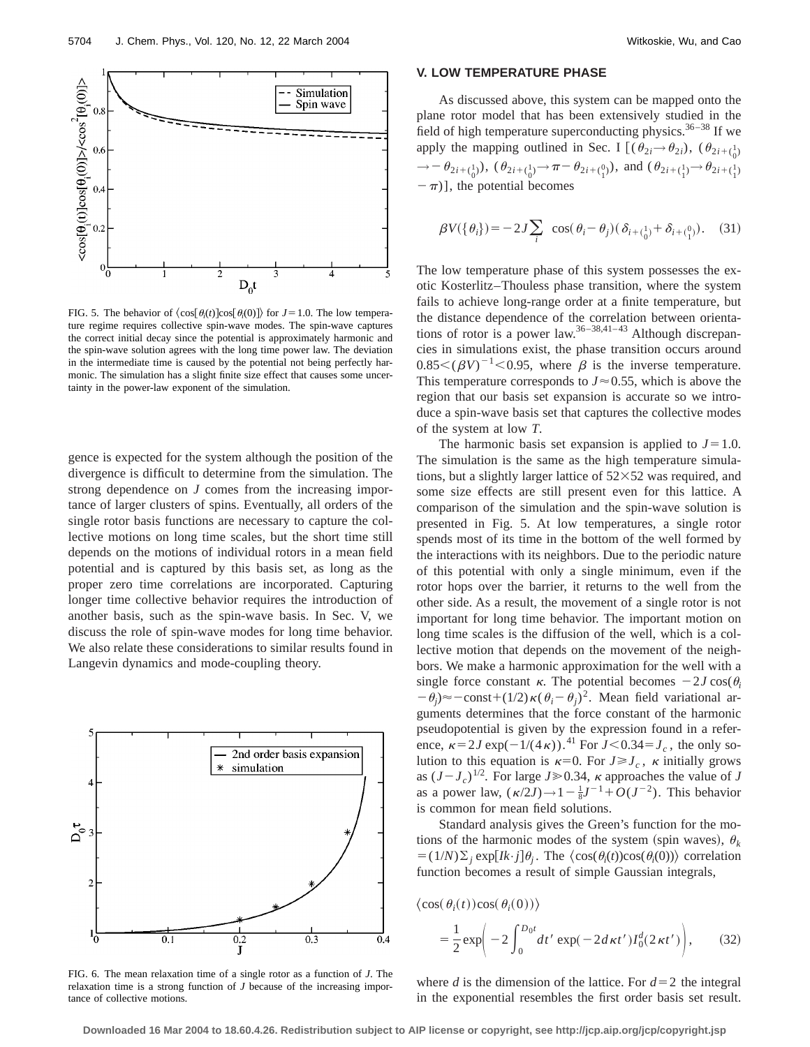FIG. 5. The behavior of $\langle \cos[\theta_i(t)]\cos[\theta_i(0)]\rangle$ for $J=1.0$. The low temperature regime requires collective spin-wave modes. The spin-wave captures the correct initial decay since the potential is approximately harmonic and the spin-wave solution agrees with the long time power law. The deviation in the intermediate time is caused by the potential not being perfectly harmonic. The simulation has a slight finite size effect that causes some uncertainty in the power-law exponent of the simulation.

gence is expected for the system although the position of the divergence is difficult to determine from the simulation. The strong dependence on $J$ comes from the increasing importance of larger clusters of spins. Eventually, all orders of the single rotor basis functions are necessary to capture the collective motions on long time scales, but the short time still depends on the motions of individual rotors in a mean field potential and is captured by this basis set, as long as the proper zero time correlations are incorporated. Capturing longer time collective behavior requires the introduction of another basis, such as the spin-wave basis. In Sec. V, we discuss the role of spin-wave modes for long time behavior. We also relate these considerations to similar results found in Langevin dynamics and mode-coupling theory.

FIG. 6. The mean relaxation time of a single rotor as a function of $J$. The relaxation time is a strong function of $J$ because of the increasing importance of collective motions.

## V. LOW TEMPERATURE PHASE

As discussed above, this system can be mapped onto the plane rotor model that has been extensively studied in the field of high temperature superconducting physics.[36–38] If we apply the mapping outlined in Sec. I [$(\theta_{2i}\rightarrow\theta_{2i})$, $(\theta_{2i+\binom{1}{0}}\rightarrow-\theta_{2i+\binom{1}{0}})$, $(\theta_{2i+\binom{1}{0}}\rightarrow\pi-\theta_{2i+\binom{0}{1}})$, and $(\theta_{2i+\binom{1}{1}}\rightarrow\theta_{2i+\binom{1}{1}}-\pi)$], the potential becomes

$$\beta V(\{\theta_i\}) = -2J\sum_i \cos(\theta_i-\theta_j)(\delta_{i+\binom{1}{0}}+\delta_{i+\binom{0}{1}}). \quad (31)$$

The low temperature phase of this system possesses the exotic Kosterlitz–Thouless phase transition, where the system fails to achieve long-range order at a finite temperature, but the distance dependence of the correlation between orientations of rotor is a power law.[36–38,41–43] Although discrepancies in simulations exist, the phase transition occurs around $0.85<(\beta V)^{-1}<0.95$, where $\beta$ is the inverse temperature. This temperature corresponds to $J\approx0.55$, which is above the region that our basis set expansion is accurate so we introduce a spin-wave basis set that captures the collective modes of the system at low $T$.

The harmonic basis set expansion is applied to $J=1.0$. The simulation is the same as the high temperature simulations, but a slightly larger lattice of $52\times52$ was required, and some size effects are still present even for this lattice. A comparison of the simulation and the spin-wave solution is presented in Fig. 5. At low temperatures, a single rotor spends most of its time in the bottom of the well formed by the interactions with its neighbors. Due to the periodic nature of this potential with only a single minimum, even if the rotor hops over the barrier, it returns to the well from the other side. As a result, the movement of a single rotor is not important for long time behavior. The important motion on long time scales is the diffusion of the well, which is a collective motion that depends on the movement of the neighbors. We make a harmonic approximation for the well with a single force constant $\kappa$. The potential becomes $-2J\cos(\theta_i-\theta_j)\approx-\text{const}+(1/2)\kappa(\theta_i-\theta_j)^2$. Mean field variational arguments determines that the force constant of the harmonic pseudopotential is given by the expression found in a reference, $\kappa=2J\exp(-1/(4\kappa))$.[41] For $J<0.34=J_c$, the only solution to this equation is $\kappa=0$. For $J\geq J_c$, $\kappa$ initially grows as $(J-J_c)^{1/2}$. For large $J\gg0.34$, $\kappa$ approaches the value of $J$ as a power law, $(\kappa/2J)\rightarrow1-\frac{1}{8}J^{-1}+O(J^{-2})$. This behavior is common for mean field solutions.

Standard analysis gives the Green's function for the motions of the harmonic modes of the system (spin waves), $\theta_k=(1/N)\Sigma_j\exp[Ik\cdot j]\theta_j$. The $\langle\cos(\theta_i(t))\cos(\theta_i(0))\rangle$ correlation function becomes a result of simple Gaussian integrals,

$$\langle\cos(\theta_i(t))\cos(\theta_i(0))\rangle = \frac{1}{2}\exp\left(-2\int_0^{D_0t}dt'\exp(-2d\kappa t')I_0^d(2\kappa t')\right), \quad (32)$$

where $d$ is the dimension of the lattice. For $d=2$ the integral in the exponential resembles the first order basis set result.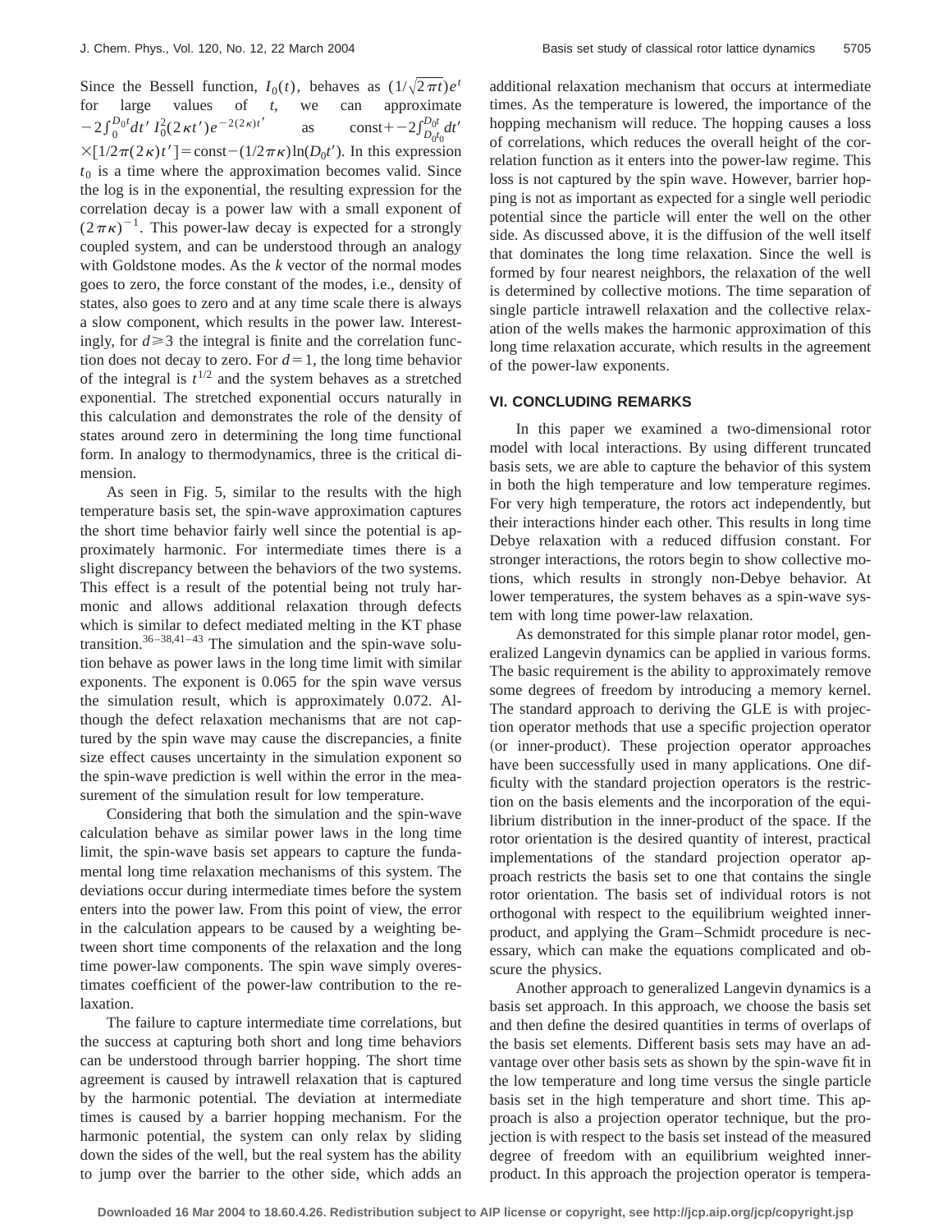Since the Bessell function, $I_0(t)$, behaves as $(1/\sqrt{2\pi t})e^t$ for large values of $t$, we can approximate $-2\int_0^{D_0 t}dt'\, I_0^2(2\kappa t')e^{-2(2\kappa)t'}$ as $\text{const}+-2\int_{D_0 t_0}^{D_0 t}dt' \times[1/2\pi(2\kappa)t'] = \text{const}-(1/2\pi\kappa)\ln(D_0 t')$. In this expression $t_0$ is a time where the approximation becomes valid. Since the log is in the exponential, the resulting expression for the correlation decay is a power law with a small exponent of $(2\pi\kappa)^{-1}$. This power-law decay is expected for a strongly coupled system, and can be understood through an analogy with Goldstone modes. As the $k$ vector of the normal modes goes to zero, the force constant of the modes, i.e., density of states, also goes to zero and at any time scale there is always a slow component, which results in the power law. Interestingly, for $d \geq 3$ the integral is finite and the correlation function does not decay to zero. For $d=1$, the long time behavior of the integral is $t^{1/2}$ and the system behaves as a stretched exponential. The stretched exponential occurs naturally in this calculation and demonstrates the role of the density of states around zero in determining the long time functional form. In analogy to thermodynamics, three is the critical dimension.

As seen in Fig. 5, similar to the results with the high temperature basis set, the spin-wave approximation captures the short time behavior fairly well since the potential is approximately harmonic. For intermediate times there is a slight discrepancy between the behaviors of the two systems. This effect is a result of the potential being not truly harmonic and allows additional relaxation through defects which is similar to defect mediated melting in the KT phase transition.[36–38,41–43] The simulation and the spin-wave solution behave as power laws in the long time limit with similar exponents. The exponent is 0.065 for the spin wave versus the simulation result, which is approximately 0.072. Although the defect relaxation mechanisms that are not captured by the spin wave may cause the discrepancies, a finite size effect causes uncertainty in the simulation exponent so the spin-wave prediction is well within the error in the measurement of the simulation result for low temperature.

Considering that both the simulation and the spin-wave calculation behave as similar power laws in the long time limit, the spin-wave basis set appears to capture the fundamental long time relaxation mechanisms of this system. The deviations occur during intermediate times before the system enters into the power law. From this point of view, the error in the calculation appears to be caused by a weighting between short time components of the relaxation and the long time power-law components. The spin wave simply overestimates coefficient of the power-law contribution to the relaxation.

The failure to capture intermediate time correlations, but the success at capturing both short and long time behaviors can be understood through barrier hopping. The short time agreement is caused by intrawell relaxation that is captured by the harmonic potential. The deviation at intermediate times is caused by a barrier hopping mechanism. For the harmonic potential, the system can only relax by sliding down the sides of the well, but the real system has the ability to jump over the barrier to the other side, which adds an additional relaxation mechanism that occurs at intermediate times. As the temperature is lowered, the importance of the hopping mechanism will reduce. The hopping causes a loss of correlations, which reduces the overall height of the correlation function as it enters into the power-law regime. This loss is not captured by the spin wave. However, barrier hopping is not as important as expected for a single well periodic potential since the particle will enter the well on the other side. As discussed above, it is the diffusion of the well itself that dominates the long time relaxation. Since the well is formed by four nearest neighbors, the relaxation of the well is determined by collective motions. The time separation of single particle intrawell relaxation and the collective relaxation of the wells makes the harmonic approximation of this long time relaxation accurate, which results in the agreement of the power-law exponents.

## VI. CONCLUDING REMARKS

In this paper we examined a two-dimensional rotor model with local interactions. By using different truncated basis sets, we are able to capture the behavior of this system in both the high temperature and low temperature regimes. For very high temperature, the rotors act independently, but their interactions hinder each other. This results in long time Debye relaxation with a reduced diffusion constant. For stronger interactions, the rotors begin to show collective motions, which results in strongly non-Debye behavior. At lower temperatures, the system behaves as a spin-wave system with long time power-law relaxation.

As demonstrated for this simple planar rotor model, generalized Langevin dynamics can be applied in various forms. The basic requirement is the ability to approximately remove some degrees of freedom by introducing a memory kernel. The standard approach to deriving the GLE is with projection operator methods that use a specific projection operator (or inner-product). These projection operator approaches have been successfully used in many applications. One difficulty with the standard projection operators is the restriction on the basis elements and the incorporation of the equilibrium distribution in the inner-product of the space. If the rotor orientation is the desired quantity of interest, practical implementations of the standard projection operator approach restricts the basis set to one that contains the single rotor orientation. The basis set of individual rotors is not orthogonal with respect to the equilibrium weighted inner-product, and applying the Gram–Schmidt procedure is necessary, which can make the equations complicated and obscure the physics.

Another approach to generalized Langevin dynamics is a basis set approach. In this approach, we choose the basis set and then define the desired quantities in terms of overlaps of the basis set elements. Different basis sets may have an advantage over other basis sets as shown by the spin-wave fit in the low temperature and long time versus the single particle basis set in the high temperature and short time. This approach is also a projection operator technique, but the projection is with respect to the basis set instead of the measured degree of freedom with an equilibrium weighted inner-product. In this approach the projection operator is tempera-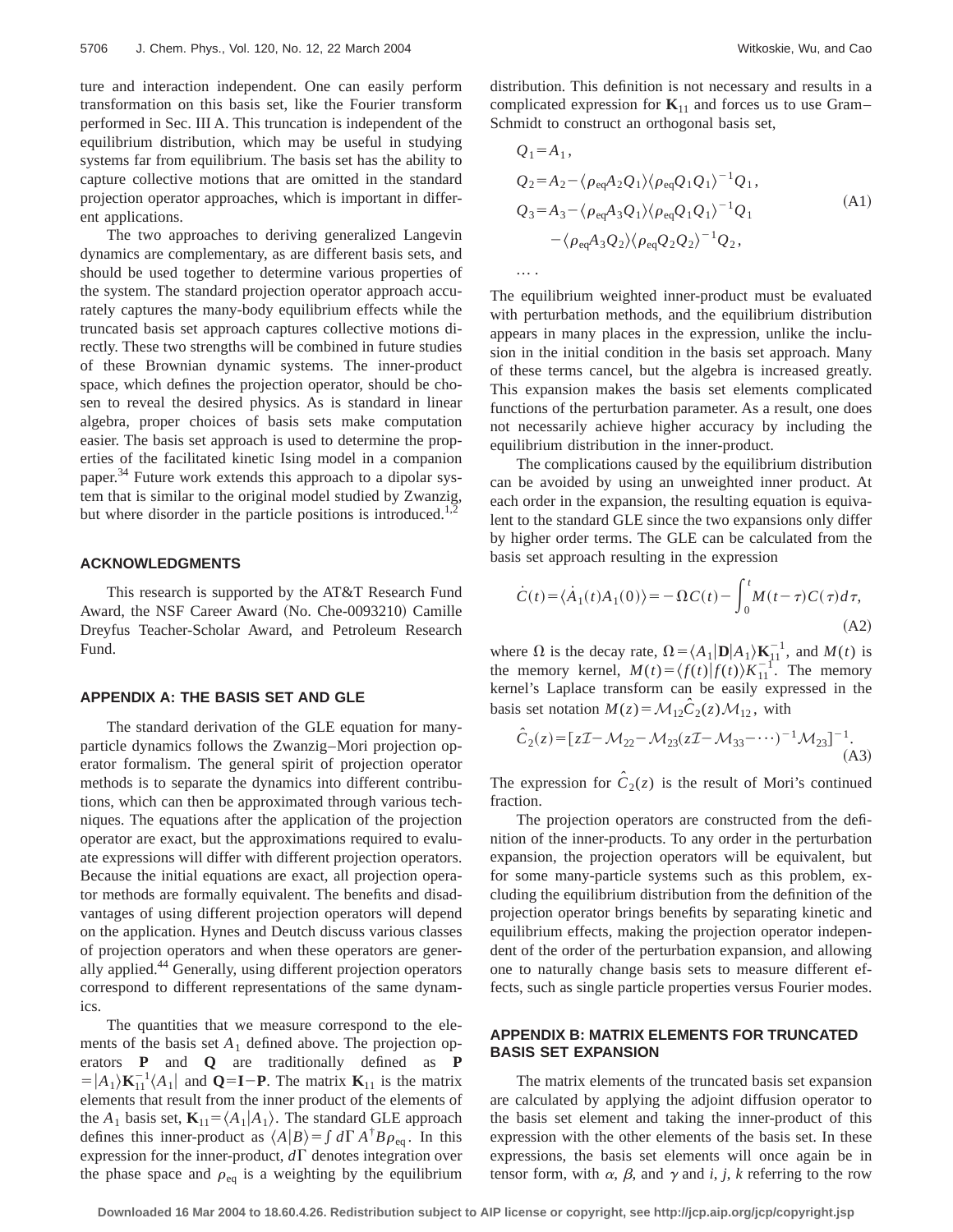ture and interaction independent. One can easily perform transformation on this basis set, like the Fourier transform performed in Sec. III A. This truncation is independent of the equilibrium distribution, which may be useful in studying systems far from equilibrium. The basis set has the ability to capture collective motions that are omitted in the standard projection operator approaches, which is important in different applications.

The two approaches to deriving generalized Langevin dynamics are complementary, as are different basis sets, and should be used together to determine various properties of the system. The standard projection operator approach accurately captures the many-body equilibrium effects while the truncated basis set approach captures collective motions directly. These two strengths will be combined in future studies of these Brownian dynamic systems. The inner-product space, which defines the projection operator, should be chosen to reveal the desired physics. As is standard in linear algebra, proper choices of basis sets make computation easier. The basis set approach is used to determine the properties of the facilitated kinetic Ising model in a companion paper.[34] Future work extends this approach to a dipolar system that is similar to the original model studied by Zwanzig, but where disorder in the particle positions is introduced.[1,2]

## ACKNOWLEDGMENTS

This research is supported by the AT&T Research Fund Award, the NSF Career Award (No. Che-0093210) Camille Dreyfus Teacher-Scholar Award, and Petroleum Research Fund.

## APPENDIX A: THE BASIS SET AND GLE

The standard derivation of the GLE equation for many-particle dynamics follows the Zwanzig–Mori projection operator formalism. The general spirit of projection operator methods is to separate the dynamics into different contributions, which can then be approximated through various techniques. The equations after the application of the projection operator are exact, but the approximations required to evaluate expressions will differ with different projection operators. Because the initial equations are exact, all projection operator methods are formally equivalent. The benefits and disadvantages of using different projection operators will depend on the application. Hynes and Deutch discuss various classes of projection operators and when these operators are generally applied.[44] Generally, using different projection operators correspond to different representations of the same dynamics.

The quantities that we measure correspond to the elements of the basis set $A_1$ defined above. The projection operators $\mathbf{P}$ and $\mathbf{Q}$ are traditionally defined as $\mathbf{P} = |A_1\rangle \mathbf{K}_{11}^{-1}\langle A_1|$ and $\mathbf{Q}=\mathbf{I}-\mathbf{P}$. The matrix $\mathbf{K}_{11}$ is the matrix elements that result from the inner product of the elements of the $A_1$ basis set, $\mathbf{K}_{11}=\langle A_1|A_1\rangle$. The standard GLE approach defines this inner-product as $\langle A|B\rangle = \int d\Gamma\, A^{\dagger}B\rho_{\mathrm{eq}}$. In this expression for the inner-product, $d\Gamma$ denotes integration over the phase space and $\rho_{\mathrm{eq}}$ is a weighting by the equilibrium distribution. This definition is not necessary and results in a complicated expression for $\mathbf{K}_{11}$ and forces us to use Gram–Schmidt to construct an orthogonal basis set,

$$
\begin{aligned}
Q_1 &= A_1,\\
Q_2 &= A_2 - \langle \rho_{\mathrm{eq}} A_2 Q_1\rangle \langle \rho_{\mathrm{eq}} Q_1 Q_1\rangle^{-1} Q_1,\\
Q_3 &= A_3 - \langle \rho_{\mathrm{eq}} A_3 Q_1\rangle \langle \rho_{\mathrm{eq}} Q_1 Q_1\rangle^{-1} Q_1\\
&\quad - \langle \rho_{\mathrm{eq}} A_3 Q_2\rangle \langle \rho_{\mathrm{eq}} Q_2 Q_2\rangle^{-1} Q_2,\\
&\dots .
\end{aligned}
\tag{A1}
$$

The equilibrium weighted inner-product must be evaluated with perturbation methods, and the equilibrium distribution appears in many places in the expression, unlike the inclusion in the initial condition in the basis set approach. Many of these terms cancel, but the algebra is increased greatly. This expansion makes the basis set elements complicated functions of the perturbation parameter. As a result, one does not necessarily achieve higher accuracy by including the equilibrium distribution in the inner-product.

The complications caused by the equilibrium distribution can be avoided by using an unweighted inner product. At each order in the expansion, the resulting equation is equivalent to the standard GLE since the two expansions only differ by higher order terms. The GLE can be calculated from the basis set approach resulting in the expression

$$
\dot{C}(t) = \langle \dot{A}_1(t) A_1(0)\rangle = -\Omega C(t) - \int_0^t M(t-\tau) C(\tau)\, d\tau,
\tag{A2}
$$

where $\Omega$ is the decay rate, $\Omega = \langle A_1|\mathbf{D}|A_1\rangle \mathbf{K}_{11}^{-1}$, and $M(t)$ is the memory kernel, $M(t) = \langle f(t)|f(t)\rangle K_{11}^{-1}$. The memory kernel's Laplace transform can be easily expressed in the basis set notation $M(z) = \mathcal{M}_{12}\hat{C}_2(z)\mathcal{M}_{12}$, with

$$
\hat{C}_2(z) = [z\mathcal{I} - \mathcal{M}_{22} - \mathcal{M}_{23}(z\mathcal{I} - \mathcal{M}_{33} - \cdots)^{-1}\mathcal{M}_{23}]^{-1}.
\tag{A3}
$$

The expression for $\hat{C}_2(z)$ is the result of Mori's continued fraction.

The projection operators are constructed from the definition of the inner-products. To any order in the perturbation expansion, the projection operators will be equivalent, but for some many-particle systems such as this problem, excluding the equilibrium distribution from the definition of the projection operator brings benefits by separating kinetic and equilibrium effects, making the projection operator independent of the order of the perturbation expansion, and allowing one to naturally change basis sets to measure different effects, such as single particle properties versus Fourier modes.

## APPENDIX B: MATRIX ELEMENTS FOR TRUNCATED BASIS SET EXPANSION

The matrix elements of the truncated basis set expansion are calculated by applying the adjoint diffusion operator to the basis set element and taking the inner-product of this expression with the other elements of the basis set. In these expressions, the basis set elements will once again be in tensor form, with $\alpha$, $\beta$, and $\gamma$ and $i$, $j$, $k$ referring to the row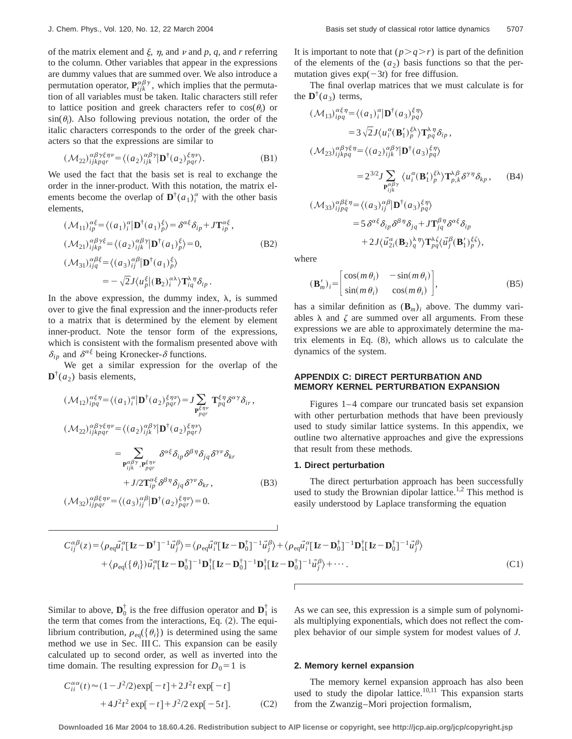of the matrix element and $\xi$, $\eta$, and $\nu$ and $p$, $q$, and $r$ referring to the column. Other variables that appear in the expressions are dummy values that are summed over. We also introduce a permutation operator, $\mathbf{P}_{ijk}^{\alpha\beta\gamma}$, which implies that the permutation of all variables must be taken. Italic characters still refer to lattice position and greek characters refer to $\cos(\theta_i)$ or $\sin(\theta_i)$. Also following previous notation, the order of the italic characters corresponds to the order of the greek characters so that the expressions are similar to

$$(\mathcal{M}_{22})_{ijkpqr}^{\alpha\beta\gamma\xi\eta\nu} = \langle (a_2)_{ijk}^{\alpha\beta\gamma} | \mathbf{D}^{\dagger}(a_2)_{pqr}^{\xi\eta\nu} \rangle. \tag{B1}$$

We used the fact that the basis set is real to exchange the order in the inner-product. With this notation, the matrix elements become the overlap of $\mathbf{D}^{\dagger}(a_1)_i^{\alpha}$ with the other basis elements,

$$\begin{aligned}
(\mathcal{M}_{11})_{ip}^{\alpha\xi} &= \langle (a_1)_i^{\alpha} | \mathbf{D}^{\dagger}(a_1)_p^{\xi} \rangle = \delta^{\alpha\xi}\delta_{ip} + J\mathbf{T}_{ip}^{\alpha\xi}, \\
(\mathcal{M}_{21})_{ijkp}^{\alpha\beta\gamma\xi} &= \langle (a_2)_{ijk}^{\alpha\beta\gamma} | \mathbf{D}^{\dagger}(a_1)_p^{\xi} \rangle = 0, \\
(\mathcal{M}_{31})_{ijq}^{\alpha\beta\xi} &= \langle (a_3)_{ij}^{\alpha\beta} | \mathbf{D}^{\dagger}(a_1)_p^{\xi} \rangle \\
&= -\sqrt{2}J \langle u_p^{\xi} | (\mathbf{B}_2)_i^{\alpha\lambda} \rangle \mathbf{T}_{iq}^{\lambda\eta}\delta_{ip}.
\end{aligned} \tag{B2}$$

In the above expression, the dummy index, $\lambda$, is summed over to give the final expression and the inner-products refer to a matrix that is determined by the element by element inner-product. Note the tensor form of the expressions, which is consistent with the formalism presented above with $\delta_{ip}$ and $\delta^{\alpha\xi}$ being Kronecker-$\delta$ functions.

We get a similar expression for the overlap of the $\mathbf{D}^{\dagger}(a_2)$ basis elements,

$$\begin{aligned}
(\mathcal{M}_{12})_{ipq}^{\alpha\xi\eta} &= \langle (a_1)_i^{\alpha} | \mathbf{D}^{\dagger}(a_2)_{pqr}^{\xi\eta\nu} \rangle = J \sum_{\mathbf{P}_{pqr}^{\xi\eta\nu}} \mathbf{T}_{pq}^{\xi\eta}\delta^{\alpha\gamma}\delta_{ir}, \\
(\mathcal{M}_{22})_{ijkpqr}^{\alpha\beta\gamma\xi\eta\nu} &= \langle (a_2)_{ijk}^{\alpha\beta\gamma} | \mathbf{D}^{\dagger}(a_2)_{pqr}^{\xi\eta\nu} \rangle \\
&= \sum_{\mathbf{P}_{ijk}^{\alpha\beta\gamma}, \mathbf{P}_{pqr}^{\xi\eta\nu}} \delta^{\alpha\xi}\delta_{ip}\delta^{\beta\eta}\delta_{jq}\delta^{\gamma\nu}\delta_{kr} \\
&\quad + J/2\mathbf{T}_{ip}^{\alpha\xi}\delta^{\beta\eta}\delta_{jq}\delta^{\gamma\nu}\delta_{kr}, \\
(\mathcal{M}_{32})_{ijpqr}^{\alpha\beta\xi\eta\nu} &= \langle (a_3)_{ij}^{\alpha\beta} | \mathbf{D}^{\dagger}(a_2)_{pqr}^{\xi\eta\nu} \rangle = 0.
\end{aligned} \tag{B3}$$

It is important to note that $(p>q>r)$ is part of the definition of the elements of the $(a_2)$ basis functions so that the permutation gives $\exp(-3t)$ for free diffusion.

The final overlap matrices that we must calculate is for the $\mathbf{D}^{\dagger}(a_3)$ terms,

$$\begin{aligned}
(\mathcal{M}_{13})_{ipq}^{\alpha\xi\eta} &= \langle (a_1)_i^{\alpha} | \mathbf{D}^{\dagger}(a_3)_{pq}^{\xi\eta} \rangle \\
&= 3\sqrt{2}J \langle u_i^{\alpha}(\mathbf{B}_1')_p^{\xi\lambda} \rangle \mathbf{T}_{pq}^{\lambda\eta}\delta_{ip}, \\
(\mathcal{M}_{23})_{ijkpq}^{\alpha\beta\gamma\xi\eta} &= \langle (a_2)_{ijk}^{\alpha\beta\gamma} | \mathbf{D}^{\dagger}(a_3)_{pq}^{\xi\eta} \rangle \\
&= 2^{3/2}J \sum_{\mathbf{P}_{ijk}^{\alpha\beta\gamma}} \langle u_i^{\alpha}(\mathbf{B}_1')_p^{\xi\lambda} \rangle \mathbf{T}_{p,k}^{\lambda\beta}\delta^{\gamma\eta}\delta_{kp}, \\
(\mathcal{M}_{33})_{ijpq}^{\alpha\beta\xi\eta} &= \langle (a_3)_{ij}^{\alpha\beta} | \mathbf{D}^{\dagger}(a_3)_{pq}^{\xi\eta} \rangle \\
&= 5\delta^{\alpha\xi}\delta_{ip}\delta^{\beta\eta}\delta_{jq} + J\mathbf{T}_{jq}^{\beta\eta}\delta^{\alpha\xi}\delta_{ip} \\
&\quad + 2J \langle \vec{u}_{2i}^{\alpha}(\mathbf{B}_2)_q^{\lambda\eta} \rangle \mathbf{T}_{pq}^{\lambda\zeta} \langle \vec{u}_j^{\beta}(\mathbf{B}_1')_p^{\xi\zeta} \rangle,
\end{aligned} \tag{B4}$$

where

$$(\mathbf{B}_m')_i = \begin{bmatrix} \cos(m\theta_i) & -\sin(m\theta_i) \\ \sin(m\theta_i) & \cos(m\theta_i) \end{bmatrix}, \tag{B5}$$

has a similar definition as $(\mathbf{B}_m)_i$ above. The dummy variables $\lambda$ and $\zeta$ are summed over all arguments. From these expressions we are able to approximately determine the matrix elements in Eq. (8), which allows us to calculate the dynamics of the system.

## APPENDIX C: DIRECT PERTURBATION AND MEMORY KERNEL PERTURBATION EXPANSION

Figures 1–4 compare our truncated basis set expansion with other perturbation methods that have been previously used to study similar lattice systems. In this appendix, we outline two alternative approaches and give the expressions that result from these methods.

### 1. Direct perturbation

The direct perturbation approach has been successfully used to study the Brownian dipolar lattice.[1,2] This method is easily understood by Laplace transforming the equation

$$\begin{aligned}
C_{ij}^{\alpha\beta}(z) &= \langle \rho_{\text{eq}}\vec{u}_i^{\alpha}[\mathbf{I}z - \mathbf{D}^{\dagger}]^{-1}\vec{u}_j^{\beta} \rangle = \langle \rho_{\text{eq}}\vec{u}_i^{\alpha}[\mathbf{I}z - \mathbf{D}_0^{\dagger}]^{-1}\vec{u}_j^{\beta} \rangle + \langle \rho_{\text{eq}}\vec{u}_i^{\alpha}[\mathbf{I}z - \mathbf{D}_0^{\dagger}]^{-1}\mathbf{D}_1^{\dagger}[\mathbf{I}z - \mathbf{D}_0^{\dagger}]^{-1}\vec{u}_j^{\beta} \rangle \\
&\quad + \langle \rho_{\text{eq}}(\{\theta_i\})\vec{u}_i^{\alpha}[\mathbf{I}z - \mathbf{D}_0^{\dagger}]^{-1}\mathbf{D}_1^{\dagger}[\mathbf{I}z - \mathbf{D}_0^{\dagger}]^{-1}\mathbf{D}_1^{\dagger}[\mathbf{I}z - \mathbf{D}_0^{\dagger}]^{-1}\vec{u}_j^{\beta} \rangle + \cdots.
\end{aligned} \tag{C1}$$

Similar to above, $\mathbf{D}_0^{\dagger}$ is the free diffusion operator and $\mathbf{D}_1^{\dagger}$ is the term that comes from the interactions, Eq. (2). The equilibrium contribution, $\rho_{\text{eq}}(\{\theta_i\})$ is determined using the same method we use in Sec. III C. This expansion can be easily calculated up to second order, as well as inverted into the time domain. The resulting expression for $D_0 = 1$ is

$$\begin{aligned}
C_{ii}^{\alpha\alpha}(t) &\approx (1 - J^2/2)\exp[-t] + 2J^2 t\exp[-t] \\
&\quad + 4J^2 t^2 \exp[-t] + J^2/2\exp[-5t].
\end{aligned} \tag{C2}$$

As we can see, this expression is a simple sum of polynomials multiplying exponentials, which does not reflect the complex behavior of our simple system for modest values of $J$.

### 2. Memory kernel expansion

The memory kernel expansion approach has also been used to study the dipolar lattice.[10,11] This expansion starts from the Zwanzig–Mori projection formalism,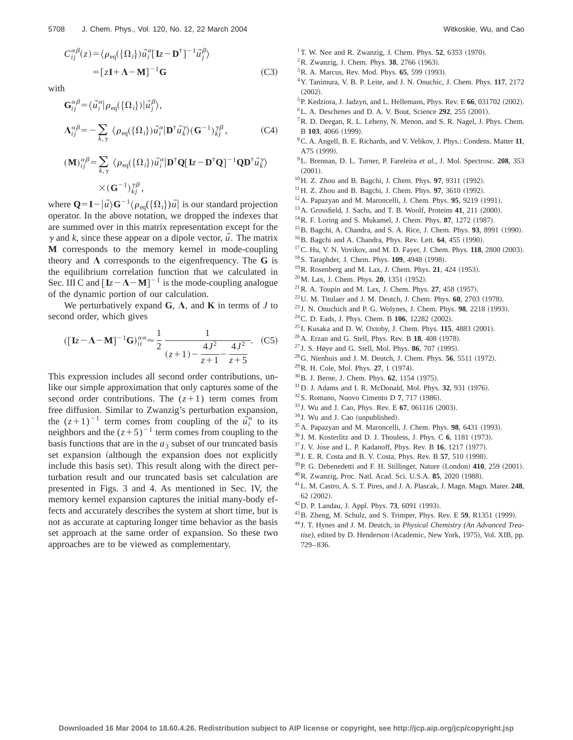$$C_{ij}^{\alpha\beta}(z) = \langle \rho_{\rm eq}(\{\Omega_i\}) \vec{u}_i^{\alpha} [\mathbf{I}z - \mathbf{D}^{\dagger}]^{-1} \vec{u}_j^{\beta} \rangle$$
$$= [z\mathbf{I} + \mathbf{\Lambda} - \mathbf{M}]^{-1} \mathbf{G} \tag{C3}$$

with

$$\mathbf{G}_{ij}^{\alpha\beta} = \langle \vec{u}_i^{\alpha} | \rho_{\rm eq}(\{\Omega_i\}) | \vec{u}_j^{\beta} \rangle,$$

$$\mathbf{\Lambda}_{ij}^{\alpha\beta} = -\sum_{k,\gamma} \langle \rho_{\rm eq}(\{\Omega_i\}) \vec{u}_i^{\alpha} | \mathbf{D}^{\dagger} \vec{u}_k^{\gamma} \rangle (\mathbf{G}^{-1})_{kj}^{\gamma\beta}, \tag{C4}$$

$$(\mathbf{M})_{ij}^{\alpha\beta} = \sum_{k,\gamma} \langle \rho_{\rm eq}(\{\Omega_i\}) \vec{u}_i^{\alpha} | \mathbf{D}^{\dagger} \mathbf{Q} [\mathbf{I}z - \mathbf{D}^{\dagger} \mathbf{Q}]^{-1} \mathbf{Q} \mathbf{D}^{\dagger} \vec{u}_k^{\gamma} \rangle$$
$$\times (\mathbf{G}^{-1})_{kj}^{\gamma\beta},$$

where $\mathbf{Q} = \mathbf{I} - |\vec{u}\rangle \mathbf{G}^{-1} \langle \rho_{\rm eq}(\{\Omega_i\}) \vec{u}|$ is our standard projection operator. In the above notation, we dropped the indexes that are summed over in this matrix representation except for the $\gamma$ and $k$, since these appear on a dipole vector, $\vec{u}$. The matrix $\mathbf{M}$ corresponds to the memory kernel in mode-coupling theory and $\mathbf{\Lambda}$ corresponds to the eigenfrequency. The $\mathbf{G}$ is the equilibrium correlation function that we calculated in Sec. III C and $[\mathbf{I}z - \mathbf{\Lambda} - \mathbf{M}]^{-1}$ is the mode-coupling analogue of the dynamic portion of our calculation.

We perturbatively expand $\mathbf{G}$, $\mathbf{\Lambda}$, and $\mathbf{K}$ in terms of $J$ to second order, which gives

$$([\mathbf{I}z - \mathbf{\Lambda} - \mathbf{M}]^{-1} \mathbf{G})_{ii}^{\alpha\alpha} \approx \frac{1}{2} \frac{1}{(z+1) - \dfrac{4J^2}{z+1} - \dfrac{4J^2}{z+5}}. \tag{C5}$$

This expression includes all second order contributions, unlike our simple approximation that only captures some of the second order contributions. The $(z+1)$ term comes from free diffusion. Similar to Zwanzig's perturbation expansion, the $(z+1)^{-1}$ term comes from coupling of the $\vec{u}_i^{\alpha}$ to its neighbors and the $(z+5)^{-1}$ term comes from coupling to the basis functions that are in the $a_3$ subset of our truncated basis set expansion (although the expansion does not explicitly include this basis set). This result along with the direct perturbation result and our truncated basis set calculation are presented in Figs. 3 and 4. As mentioned in Sec. IV, the memory kernel expansion captures the initial many-body effects and accurately describes the system at short time, but is not as accurate at capturing longer time behavior as the basis set approach at the same order of expansion. So these two approaches are to be viewed as complementary.

[1] T. W. Nee and R. Zwanzig, J. Chem. Phys. **52**, 6353 (1970).
[2] R. Zwanzig, J. Chem. Phys. **38**, 2766 (1963).
[3] R. A. Marcus, Rev. Mod. Phys. **65**, 599 (1993).
[4] Y. Tanimura, V. B. P. Leite, and J. N. Onuchic, J. Chem. Phys. **117**, 2172 (2002).
[5] P. Kedziora, J. Jadzyn, and L. Hellemans, Phys. Rev. E **66**, 031702 (2002).
[6] L. A. Deschenes and D. A. V. Bout, Science **292**, 255 (2001).
[7] R. D. Deegan, R. L. Leheny, N. Menon, and S. R. Nagel, J. Phys. Chem. B **103**, 4066 (1999).
[8] C. A. Angell, B. E. Richards, and V. Velikov, J. Phys.: Condens. Matter **11**, A75 (1999).
[9] L. Brennan, D. L. Turner, P. Fareleira *et al.*, J. Mol. Spectrosc. **208**, 353 (2001).
[10] H. Z. Zhou and B. Bagchi, J. Chem. Phys. **97**, 9311 (1992).
[11] H. Z. Zhou and B. Bagchi, J. Chem. Phys. **97**, 3610 (1992).
[12] A. Papazyan and M. Maroncelli, J. Chem. Phys. **95**, 9219 (1991).
[13] A. Grossfield, J. Sachs, and T. B. Woolf, Proteins **41**, 211 (2000).
[14] R. F. Loring and S. Mukamel, J. Chem. Phys. **87**, 1272 (1987).
[15] B. Bagchi, A. Chandra, and S. A. Rice, J. Chem. Phys. **93**, 8991 (1990).
[16] B. Bagchi and A. Chandra, Phys. Rev. Lett. **64**, 455 (1990).
[17] C. Hu, V. N. Vovikov, and M. D. Fayer, J. Chem. Phys. **118**, 2800 (2003).
[18] S. Taraphder, J. Chem. Phys. **109**, 4948 (1998).
[19] R. Rosenberg and M. Lax, J. Chem. Phys. **21**, 424 (1953).
[20] M. Lax, J. Chem. Phys. **20**, 1351 (1952).
[21] R. A. Toupin and M. Lax, J. Chem. Phys. **27**, 458 (1957).
[22] U. M. Titulaer and J. M. Deutch, J. Chem. Phys. **60**, 2703 (1978).
[23] J. N. Onuchich and P. G. Wolynes, J. Chem. Phys. **98**, 2218 (1993).
[24] C. D. Eads, J. Phys. Chem. B **106**, 12282 (2002).
[25] I. Kusaka and D. W. Oxtoby, J. Chem. Phys. **115**, 4883 (2001).
[26] A. Erzan and G. Stell, Phys. Rev. B **18**, 408 (1978).
[27] J. S. Høye and G. Stell, Mol. Phys. **86**, 707 (1995).
[28] G. Nienhuis and J. M. Deutch, J. Chem. Phys. **56**, 5511 (1972).
[29] R. H. Cole, Mol. Phys. **27**, 1 (1974).
[30] B. J. Berne, J. Chem. Phys. **62**, 1154 (1975).
[31] D. J. Adams and I. R. McDonald, Mol. Phys. **32**, 931 (1976).
[32] S. Romano, Nuovo Cimento D **7**, 717 (1986).
[33] J. Wu and J. Cao, Phys. Rev. E **67**, 061116 (2003).
[34] J. Wu and J. Cao (unpublished).
[35] A. Papazyan and M. Maroncelli, J. Chem. Phys. **98**, 6431 (1993).
[36] J. M. Kosterlitz and D. J. Thouless, J. Phys. C **6**, 1181 (1973).
[37] J. V. Jóse and L. P. Kadanoff, Phys. Rev. B **16**, 1217 (1977).
[38] J. E. R. Costa and B. V. Costa, Phys. Rev. B **57**, 510 (1998).
[39] P. G. Debenedetti and F. H. Stillinger, Nature (London) **410**, 259 (2001).
[40] R. Zwanzig, Proc. Natl. Acad. Sci. U.S.A. **85**, 2020 (1988).
[41] L. M. Castro, A. S. T. Pires, and J. A. Plascak, J. Magn. Magn. Mater. **248**, 62 (2002).
[42] D. P. Landau, J. Appl. Phys. **73**, 6091 (1993).
[43] B. Zheng, M. Schulz, and S. Trimper, Phys. Rev. E **59**, R1351 (1999).
[44] J. T. Hynes and J. M. Deutch, in *Physical Chemistry (An Advanced Treatise)*, edited by D. Henderson (Academic, New York, 1975), Vol. XIB, pp. 729–836.